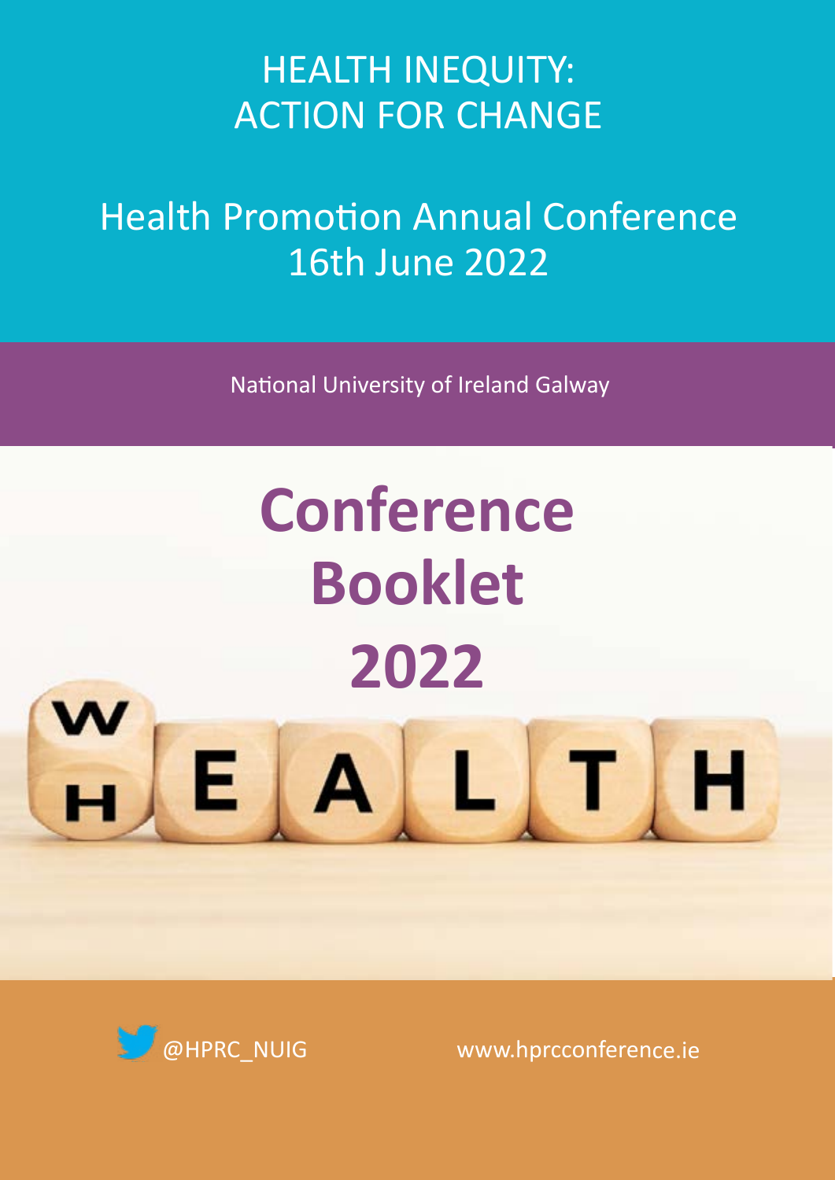# HEALTH INEQUITY: ACTION FOR CHANGE

## Health Promotion Annual Conference 16th June 2022

National University of Ireland Galway

# Conference Booklet 2022

@HPRC_NUIG

www.hprcconference.ie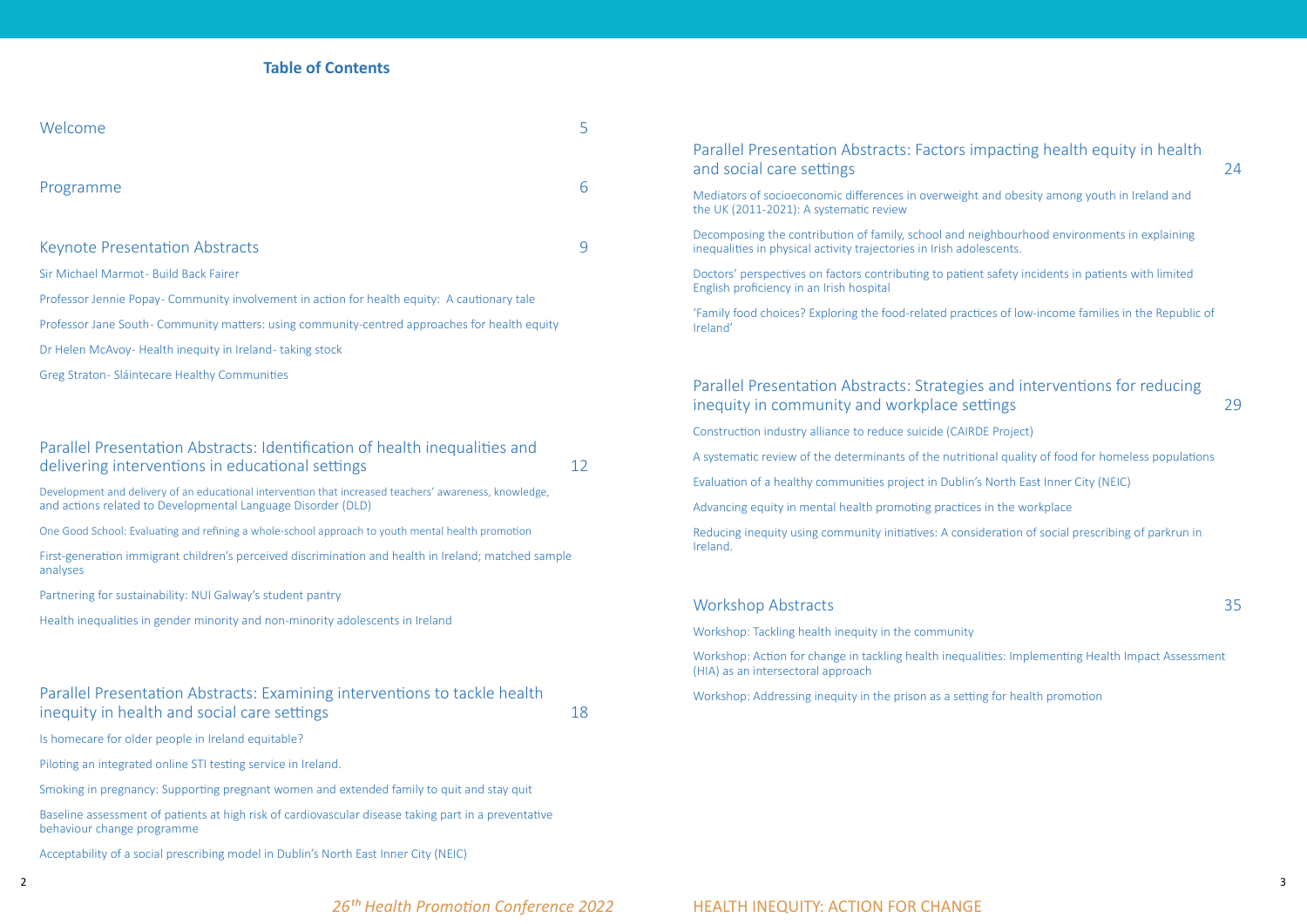## Table of Contents

### Welcome 5

### Programme 6

### Keynote Presentation Abstracts 9

Sir Michael Marmot- Build Back Fairer

Professor Jennie Popay- Community involvement in action for health equity: A cautionary tale

Professor Jane South- Community matters: using community-centred approaches for health equity

Dr Helen McAvoy- Health inequity in Ireland- taking stock

Greg Straton- Sláintecare Healthy Communities

### Parallel Presentation Abstracts: Identification of health inequalities and delivering interventions in educational settings 12

Development and delivery of an educational intervention that increased teachers' awareness, knowledge, and actions related to Developmental Language Disorder (DLD)

One Good School: Evaluating and refining a whole-school approach to youth mental health promotion

First-generation immigrant children's perceived discrimination and health in Ireland; matched sample analyses

Partnering for sustainability: NUI Galway's student pantry

Health inequalities in gender minority and non-minority adolescents in Ireland

### Parallel Presentation Abstracts: Examining interventions to tackle health inequity in health and social care settings 18

Is homecare for older people in Ireland equitable?

Piloting an integrated online STI testing service in Ireland.

Smoking in pregnancy: Supporting pregnant women and extended family to quit and stay quit

Baseline assessment of patients at high risk of cardiovascular disease taking part in a preventative behaviour change programme

Acceptability of a social prescribing model in Dublin's North East Inner City (NEIC)

### Parallel Presentation Abstracts: Factors impacting health equity in health and social care settings 24

Mediators of socioeconomic differences in overweight and obesity among youth in Ireland and the UK (2011-2021): A systematic review

Decomposing the contribution of family, school and neighbourhood environments in explaining inequalities in physical activity trajectories in Irish adolescents.

Doctors' perspectives on factors contributing to patient safety incidents in patients with limited English proficiency in an Irish hospital

'Family food choices? Exploring the food-related practices of low-income families in the Republic of Ireland'

### Parallel Presentation Abstracts: Strategies and interventions for reducing inequity in community and workplace settings 29

Construction industry alliance to reduce suicide (CAIRDE Project)

A systematic review of the determinants of the nutritional quality of food for homeless populations

Evaluation of a healthy communities project in Dublin's North East Inner City (NEIC)

Advancing equity in mental health promoting practices in the workplace

Reducing inequity using community initiatives: A consideration of social prescribing of parkrun in Ireland.

### Workshop Abstracts 35

Workshop: Tackling health inequity in the community

Workshop: Action for change in tackling health inequalities: Implementing Health Impact Assessment (HIA) as an intersectoral approach

Workshop: Addressing inequity in the prison as a setting for health promotion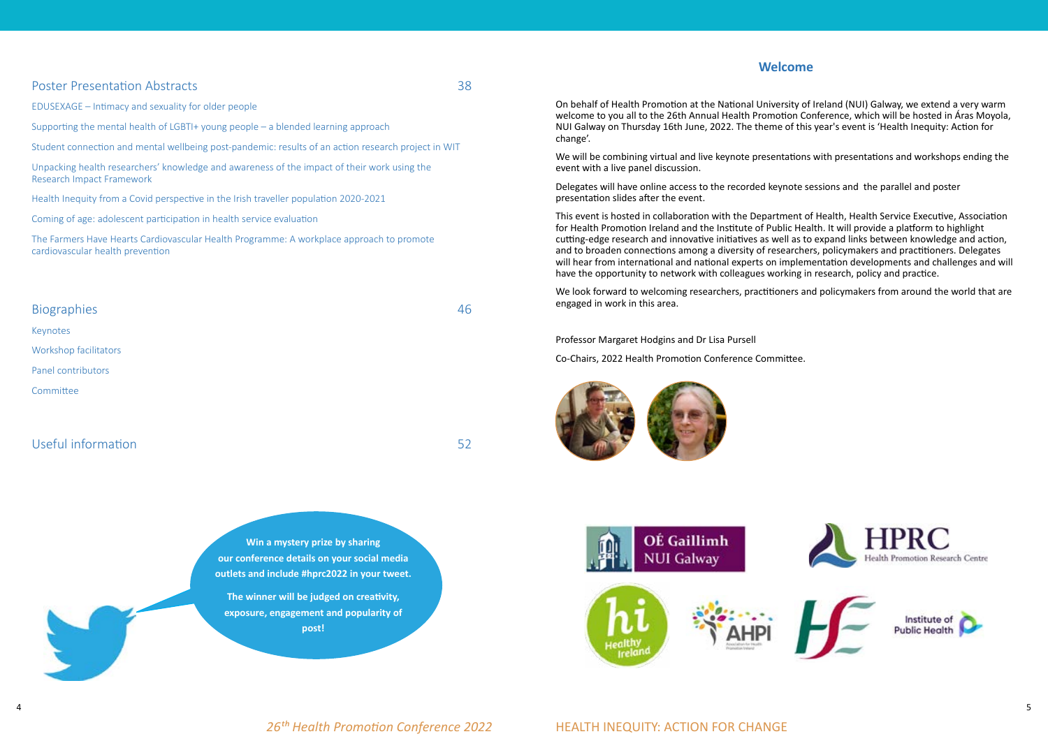## Poster Presentation Abstracts 38

EDUSEXAGE – Intimacy and sexuality for older people

Supporting the mental health of LGBTI+ young people – a blended learning approach

Student connection and mental wellbeing post-pandemic: results of an action research project in WIT

Unpacking health researchers' knowledge and awareness of the impact of their work using the Research Impact Framework

Health Inequity from a Covid perspective in the Irish traveller population 2020-2021

Coming of age: adolescent participation in health service evaluation

The Farmers Have Hearts Cardiovascular Health Programme: A workplace approach to promote cardiovascular health prevention

## Biographies 46

Keynotes

Workshop facilitators

Panel contributors

Committee

## Useful information 52

**Win a mystery prize by sharing our conference details on your social media outlets and include #hprc2022 in your tweet.**

**The winner will be judged on creativity, exposure, engagement and popularity of post!**

## Welcome

On behalf of Health Promotion at the National University of Ireland (NUI) Galway, we extend a very warm welcome to you all to the 26th Annual Health Promotion Conference, which will be hosted in Áras Moyola, NUI Galway on Thursday 16th June, 2022. The theme of this year's event is 'Health Inequity: Action for change'.

We will be combining virtual and live keynote presentations with presentations and workshops ending the event with a live panel discussion.

Delegates will have online access to the recorded keynote sessions and the parallel and poster presentation slides after the event.

This event is hosted in collaboration with the Department of Health, Health Service Executive, Association for Health Promotion Ireland and the Institute of Public Health. It will provide a platform to highlight cutting-edge research and innovative initiatives as well as to expand links between knowledge and action, and to broaden connections among a diversity of researchers, policymakers and practitioners. Delegates will hear from international and national experts on implementation developments and challenges and will have the opportunity to network with colleagues working in research, policy and practice.

We look forward to welcoming researchers, practitioners and policymakers from around the world that are engaged in work in this area.

Professor Margaret Hodgins and Dr Lisa Pursell

Co-Chairs, 2022 Health Promotion Conference Committee.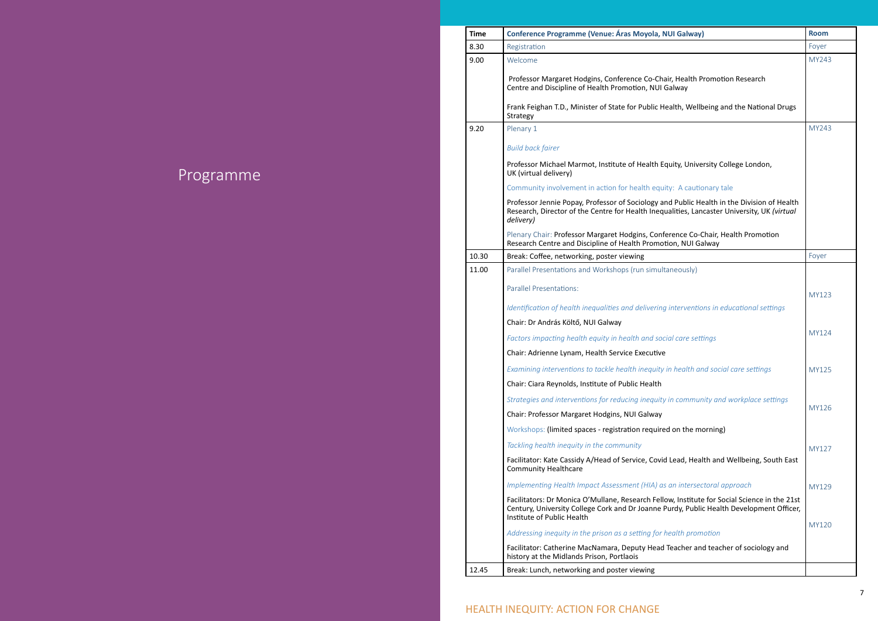# Programme

| Time | Conference Programme (Venue: Áras Moyola, NUI Galway) | Room |
|---|---|---|
| 8.30 | Registration | Foyer |
| 9.00 | Welcome<br><br>Professor Margaret Hodgins, Conference Co-Chair, Health Promotion Research Centre and Discipline of Health Promotion, NUI Galway<br><br>Frank Feighan T.D., Minister of State for Public Health, Wellbeing and the National Drugs Strategy | MY243 |
| 9.20 | Plenary 1<br><br>*Build back fairer*<br><br>Professor Michael Marmot, Institute of Health Equity, University College London, UK (virtual delivery)<br><br>Community involvement in action for health equity: A cautionary tale<br><br>Professor Jennie Popay, Professor of Sociology and Public Health in the Division of Health Research, Director of the Centre for Health Inequalities, Lancaster University, UK *(virtual delivery)*<br><br>Plenary Chair: Professor Margaret Hodgins, Conference Co-Chair, Health Promotion Research Centre and Discipline of Health Promotion, NUI Galway | MY243 |
| 10.30 | Break: Coffee, networking, poster viewing | Foyer |
| 11.00 | Parallel Presentations and Workshops (run simultaneously)<br><br>Parallel Presentations: | |
| | *Identification of health inequalities and delivering interventions in educational settings*<br><br>Chair: Dr András Költő, NUI Galway | MY123 |
| | *Factors impacting health equity in health and social care settings*<br><br>Chair: Adrienne Lynam, Health Service Executive | MY124 |
| | *Examining interventions to tackle health inequity in health and social care settings*<br><br>Chair: Ciara Reynolds, Institute of Public Health | MY125 |
| | *Strategies and interventions for reducing inequity in community and workplace settings*<br><br>Chair: Professor Margaret Hodgins, NUI Galway | MY126 |
| | Workshops: (limited spaces - registration required on the morning) | |
| | *Tackling health inequity in the community*<br><br>Facilitator: Kate Cassidy A/Head of Service, Covid Lead, Health and Wellbeing, South East Community Healthcare | MY127 |
| | *Implementing Health Impact Assessment (HIA) as an intersectoral approach*<br><br>Facilitators: Dr Monica O'Mullane, Research Fellow, Institute for Social Science in the 21st Century, University College Cork and Dr Joanne Purdy, Public Health Development Officer, Institute of Public Health | MY129 |
| | *Addressing inequity in the prison as a setting for health promotion*<br><br>Facilitator: Catherine MacNamara, Deputy Head Teacher and teacher of sociology and history at the Midlands Prison, Portlaois | MY120 |
| 12.45 | Break: Lunch, networking and poster viewing | |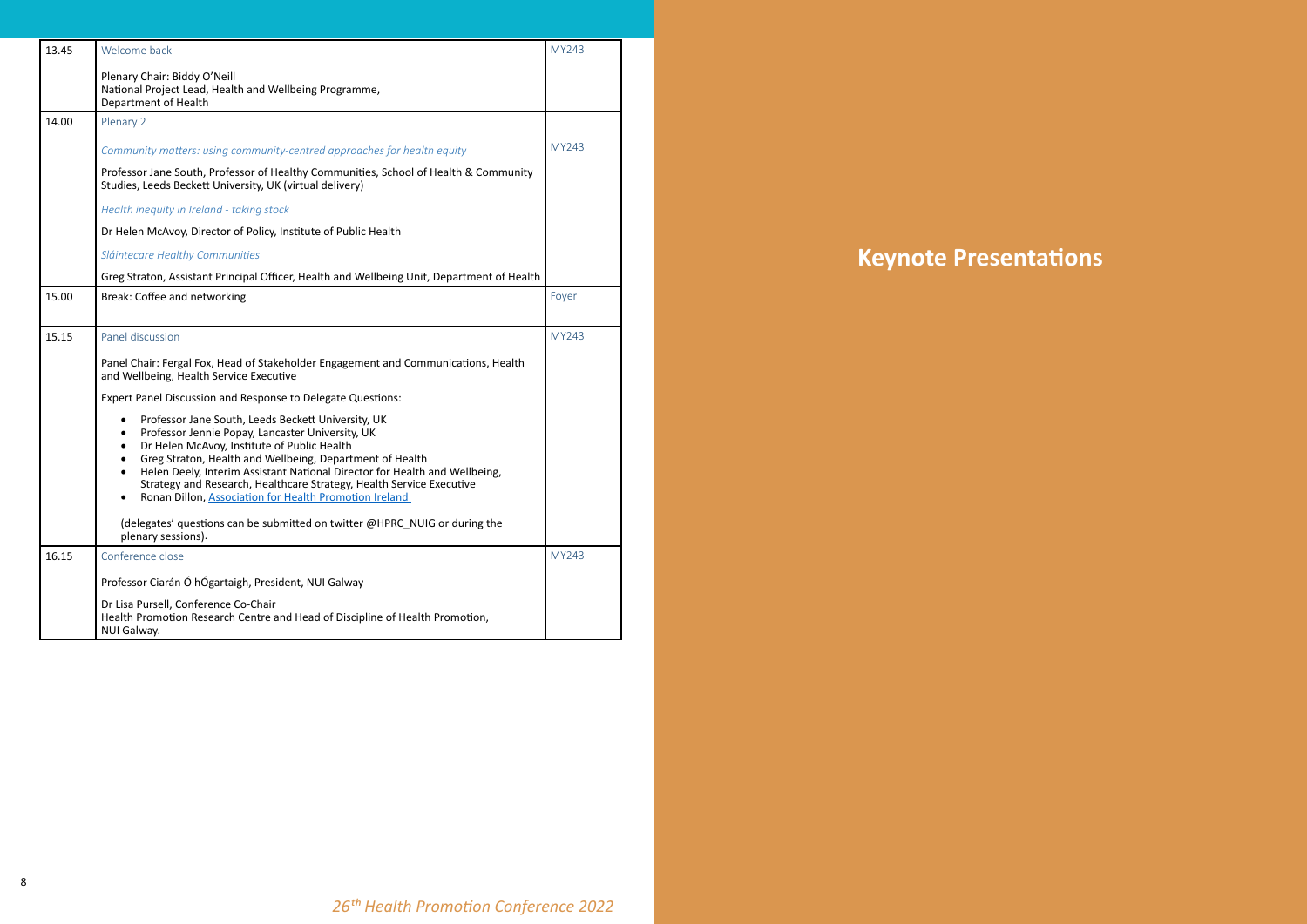| 13.45 | Welcome back<br><br>Plenary Chair: Biddy O'Neill<br>National Project Lead, Health and Wellbeing Programme, Department of Health | MY243 |
|---|---|---|
| 14.00 | Plenary 2<br><br>*Community matters: using community-centred approaches for health equity*<br><br>Professor Jane South, Professor of Healthy Communities, School of Health & Community Studies, Leeds Beckett University, UK (virtual delivery)<br><br>*Health inequity in Ireland - taking stock*<br><br>Dr Helen McAvoy, Director of Policy, Institute of Public Health<br><br>*Sláintecare Healthy Communities*<br><br>Greg Straton, Assistant Principal Officer, Health and Wellbeing Unit, Department of Health | MY243 |
| 15.00 | Break: Coffee and networking | Foyer |
| 15.15 | Panel discussion<br><br>Panel Chair: Fergal Fox, Head of Stakeholder Engagement and Communications, Health and Wellbeing, Health Service Executive<br><br>Expert Panel Discussion and Response to Delegate Questions:<br><br>• Professor Jane South, Leeds Beckett University, UK<br>• Professor Jennie Popay, Lancaster University, UK<br>• Dr Helen McAvoy, Institute of Public Health<br>• Greg Straton, Health and Wellbeing, Department of Health<br>• Helen Deely, Interim Assistant National Director for Health and Wellbeing, Strategy and Research, Healthcare Strategy, Health Service Executive<br>• Ronan Dillon, Association for Health Promotion Ireland<br><br>(delegates' questions can be submitted on twitter @HPRC_NUIG or during the plenary sessions). | MY243 |
| 16.15 | Conference close<br><br>Professor Ciarán Ó hÓgartaigh, President, NUI Galway<br><br>Dr Lisa Pursell, Conference Co-Chair<br>Health Promotion Research Centre and Head of Discipline of Health Promotion, NUI Galway. | MY243 |

# Keynote Presentations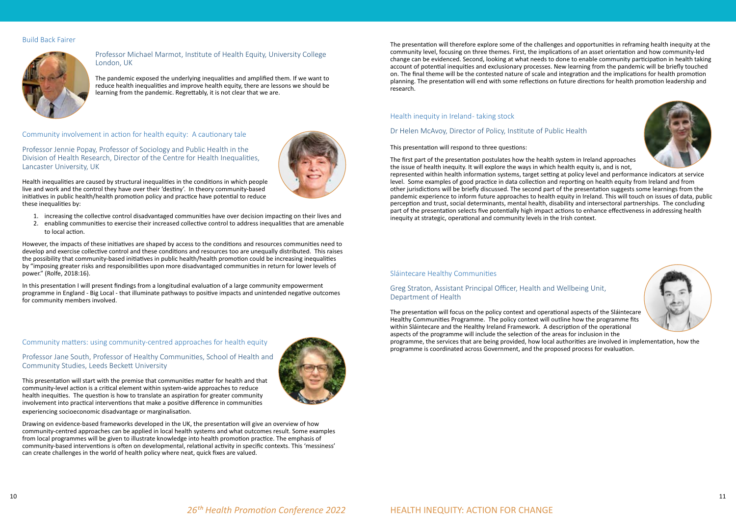## Build Back Fairer

### Professor Michael Marmot, Institute of Health Equity, University College London, UK

The pandemic exposed the underlying inequalities and amplified them. If we want to reduce health inequalities and improve health equity, there are lessons we should be learning from the pandemic. Regrettably, it is not clear that we are.

## Community involvement in action for health equity: A cautionary tale

### Professor Jennie Popay, Professor of Sociology and Public Health in the Division of Health Research, Director of the Centre for Health Inequalities, Lancaster University, UK

Health inequalities are caused by structural inequalities in the conditions in which people live and work and the control they have over their 'destiny'. In theory community-based initiatives in public health/health promotion policy and practice have potential to reduce these inequalities by:

1. increasing the collective control disadvantaged communities have over decision impacting on their lives and
2. enabling communities to exercise their increased collective control to address inequalities that are amenable to local action.

However, the impacts of these initiatives are shaped by access to the conditions and resources communities need to develop and exercise collective control and these conditions and resources too are unequally distributed. This raises the possibility that community-based initiatives in public health/health promotion could be increasing inequalities by "imposing greater risks and responsibilities upon more disadvantaged communities in return for lower levels of power." (Rolfe, 2018:16).

In this presentation I will present findings from a longitudinal evaluation of a large community empowerment programme in England - Big Local - that illuminate pathways to positive impacts and unintended negative outcomes for community members involved.

## Community matters: using community-centred approaches for health equity

### Professor Jane South, Professor of Healthy Communities, School of Health and Community Studies, Leeds Beckett University

This presentation will start with the premise that communities matter for health and that community-level action is a critical element within system-wide approaches to reduce health inequities. The question is how to translate an aspiration for greater community involvement into practical interventions that make a positive difference in communities experiencing socioeconomic disadvantage or marginalisation.

Drawing on evidence-based frameworks developed in the UK, the presentation will give an overview of how community-centred approaches can be applied in local health systems and what outcomes result. Some examples from local programmes will be given to illustrate knowledge into health promotion practice. The emphasis of community-based interventions is often on developmental, relational activity in specific contexts. This 'messiness' can create challenges in the world of health policy where neat, quick fixes are valued.

The presentation will therefore explore some of the challenges and opportunities in reframing health inequity at the community level, focusing on three themes. First, the implications of an asset orientation and how community-led change can be evidenced. Second, looking at what needs to done to enable community participation in health taking account of potential inequities and exclusionary processes. New learning from the pandemic will be briefly touched on. The final theme will be the contested nature of scale and integration and the implications for health promotion planning. The presentation will end with some reflections on future directions for health promotion leadership and research.

## Health inequity in Ireland- taking stock

### Dr Helen McAvoy, Director of Policy, Institute of Public Health

This presentation will respond to three questions:

The first part of the presentation postulates how the health system in Ireland approaches the issue of health inequity. It will explore the ways in which health equity is, and is not, represented within health information systems, target setting at policy level and performance indicators at service level. Some examples of good practice in data collection and reporting on health equity from Ireland and from other jurisdictions will be briefly discussed. The second part of the presentation suggests some learnings from the pandemic experience to inform future approaches to health equity in Ireland. This will touch on issues of data, public perception and trust, social determinants, mental health, disability and intersectoral partnerships. The concluding part of the presentation selects five potentially high impact actions to enhance effectiveness in addressing health inequity at strategic, operational and community levels in the Irish context.

## Sláintecare Healthy Communities

### Greg Straton, Assistant Principal Officer, Health and Wellbeing Unit, Department of Health

The presentation will focus on the policy context and operational aspects of the Sláintecare Healthy Communities Programme. The policy context will outline how the programme fits within Sláintecare and the Healthy Ireland Framework. A description of the operational aspects of the programme will include the selection of the areas for inclusion in the programme, the services that are being provided, how local authorities are involved in implementation, how the programme is coordinated across Government, and the proposed process for evaluation.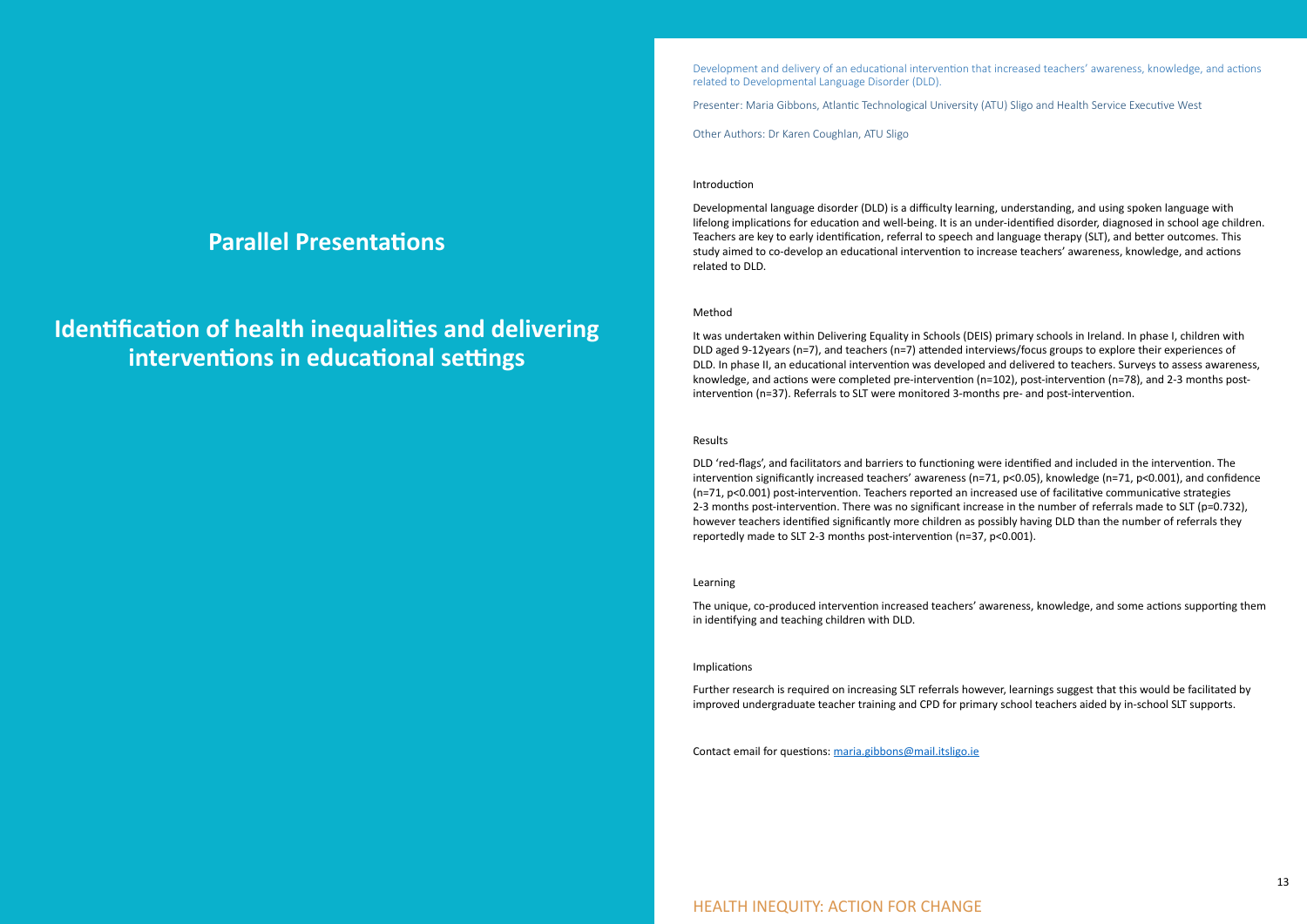# Parallel Presentations

## Identification of health inequalities and delivering interventions in educational settings

Development and delivery of an educational intervention that increased teachers' awareness, knowledge, and actions related to Developmental Language Disorder (DLD).

Presenter: Maria Gibbons, Atlantic Technological University (ATU) Sligo and Health Service Executive West

Other Authors: Dr Karen Coughlan, ATU Sligo

### Introduction

Developmental language disorder (DLD) is a difficulty learning, understanding, and using spoken language with lifelong implications for education and well-being. It is an under-identified disorder, diagnosed in school age children. Teachers are key to early identification, referral to speech and language therapy (SLT), and better outcomes. This study aimed to co-develop an educational intervention to increase teachers' awareness, knowledge, and actions related to DLD.

### Method

It was undertaken within Delivering Equality in Schools (DEIS) primary schools in Ireland. In phase I, children with DLD aged 9-12years (n=7), and teachers (n=7) attended interviews/focus groups to explore their experiences of DLD. In phase II, an educational intervention was developed and delivered to teachers. Surveys to assess awareness, knowledge, and actions were completed pre-intervention (n=102), post-intervention (n=78), and 2-3 months post-intervention (n=37). Referrals to SLT were monitored 3-months pre- and post-intervention.

### Results

DLD 'red-flags', and facilitators and barriers to functioning were identified and included in the intervention. The intervention significantly increased teachers' awareness (n=71, $p<0.05$), knowledge (n=71, $p<0.001$), and confidence (n=71, $p<0.001$) post-intervention. Teachers reported an increased use of facilitative communicative strategies 2-3 months post-intervention. There was no significant increase in the number of referrals made to SLT ($p=0.732$), however teachers identified significantly more children as possibly having DLD than the number of referrals they reportedly made to SLT 2-3 months post-intervention (n=37, $p<0.001$).

### Learning

The unique, co-produced intervention increased teachers' awareness, knowledge, and some actions supporting them in identifying and teaching children with DLD.

### Implications

Further research is required on increasing SLT referrals however, learnings suggest that this would be facilitated by improved undergraduate teacher training and CPD for primary school teachers aided by in-school SLT supports.

Contact email for questions: maria.gibbons@mail.itsligo.ie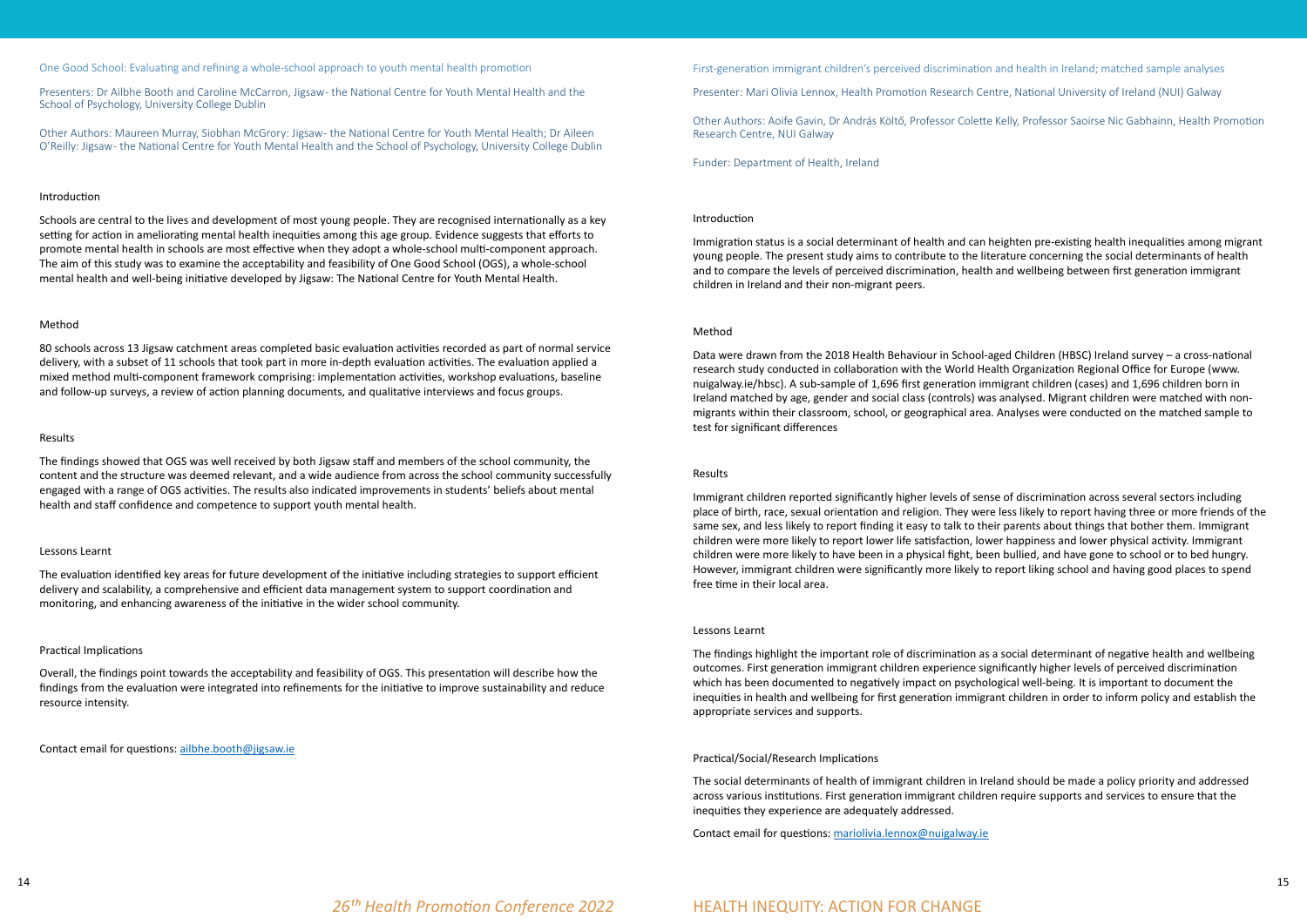## One Good School: Evaluating and refining a whole-school approach to youth mental health promotion

Presenters: Dr Ailbhe Booth and Caroline McCarron, Jigsaw- the National Centre for Youth Mental Health and the School of Psychology, University College Dublin

Other Authors: Maureen Murray, Siobhan McGrory: Jigsaw- the National Centre for Youth Mental Health; Dr Aileen O'Reilly: Jigsaw- the National Centre for Youth Mental Health and the School of Psychology, University College Dublin

### Introduction

Schools are central to the lives and development of most young people. They are recognised internationally as a key setting for action in ameliorating mental health inequities among this age group. Evidence suggests that efforts to promote mental health in schools are most effective when they adopt a whole-school multi-component approach. The aim of this study was to examine the acceptability and feasibility of One Good School (OGS), a whole-school mental health and well-being initiative developed by Jigsaw: The National Centre for Youth Mental Health.

### Method

80 schools across 13 Jigsaw catchment areas completed basic evaluation activities recorded as part of normal service delivery, with a subset of 11 schools that took part in more in-depth evaluation activities. The evaluation applied a mixed method multi-component framework comprising: implementation activities, workshop evaluations, baseline and follow-up surveys, a review of action planning documents, and qualitative interviews and focus groups.

### Results

The findings showed that OGS was well received by both Jigsaw staff and members of the school community, the content and the structure was deemed relevant, and a wide audience from across the school community successfully engaged with a range of OGS activities. The results also indicated improvements in students' beliefs about mental health and staff confidence and competence to support youth mental health.

### Lessons Learnt

The evaluation identified key areas for future development of the initiative including strategies to support efficient delivery and scalability, a comprehensive and efficient data management system to support coordination and monitoring, and enhancing awareness of the initiative in the wider school community.

### Practical Implications

Overall, the findings point towards the acceptability and feasibility of OGS. This presentation will describe how the findings from the evaluation were integrated into refinements for the initiative to improve sustainability and reduce resource intensity.

Contact email for questions: [ailbhe.booth@jigsaw.ie](mailto:ailbhe.booth@jigsaw.ie)

## First-generation immigrant children's perceived discrimination and health in Ireland; matched sample analyses

Presenter: Mari Olivia Lennox, Health Promotion Research Centre, National University of Ireland (NUI) Galway

Other Authors: Aoife Gavin, Dr András Költő, Professor Colette Kelly, Professor Saoirse Nic Gabhainn, Health Promotion Research Centre, NUI Galway

Funder: Department of Health, Ireland

### Introduction

Immigration status is a social determinant of health and can heighten pre-existing health inequalities among migrant young people. The present study aims to contribute to the literature concerning the social determinants of health and to compare the levels of perceived discrimination, health and wellbeing between first generation immigrant children in Ireland and their non-migrant peers.

### Method

Data were drawn from the 2018 Health Behaviour in School-aged Children (HBSC) Ireland survey – a cross-national research study conducted in collaboration with the World Health Organization Regional Office for Europe (www.nuigalway.ie/hbsc). A sub-sample of 1,696 first generation immigrant children (cases) and 1,696 children born in Ireland matched by age, gender and social class (controls) was analysed. Migrant children were matched with non-migrants within their classroom, school, or geographical area. Analyses were conducted on the matched sample to test for significant differences

### Results

Immigrant children reported significantly higher levels of sense of discrimination across several sectors including place of birth, race, sexual orientation and religion. They were less likely to report having three or more friends of the same sex, and less likely to report finding it easy to talk to their parents about things that bother them. Immigrant children were more likely to report lower life satisfaction, lower happiness and lower physical activity. Immigrant children were more likely to have been in a physical fight, been bullied, and have gone to school or to bed hungry. However, immigrant children were significantly more likely to report liking school and having good places to spend free time in their local area.

### Lessons Learnt

The findings highlight the important role of discrimination as a social determinant of negative health and wellbeing outcomes. First generation immigrant children experience significantly higher levels of perceived discrimination which has been documented to negatively impact on psychological well-being. It is important to document the inequities in health and wellbeing for first generation immigrant children in order to inform policy and establish the appropriate services and supports.

### Practical/Social/Research Implications

The social determinants of health of immigrant children in Ireland should be made a policy priority and addressed across various institutions. First generation immigrant children require supports and services to ensure that the inequities they experience are adequately addressed.

Contact email for questions: [mariolivia.lennox@nuigalway.ie](mailto:mariolivia.lennox@nuigalway.ie)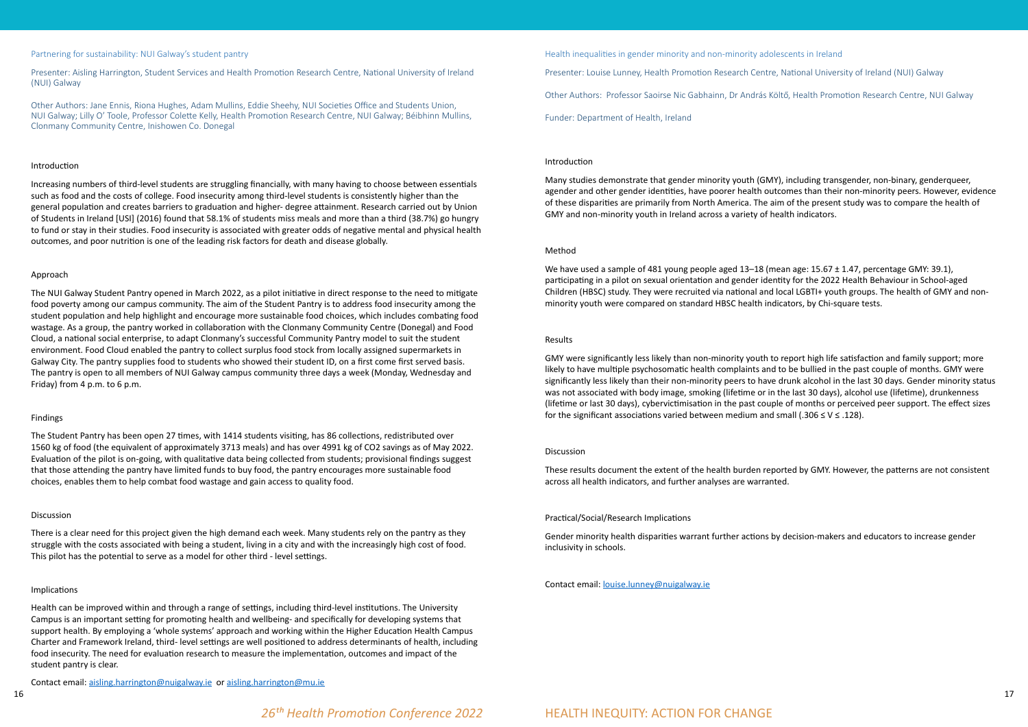## Partnering for sustainability: NUI Galway's student pantry

Presenter: Aisling Harrington, Student Services and Health Promotion Research Centre, National University of Ireland (NUI) Galway

Other Authors: Jane Ennis, Riona Hughes, Adam Mullins, Eddie Sheehy, NUI Societies Office and Students Union, NUI Galway; Lilly O' Toole, Professor Colette Kelly, Health Promotion Research Centre, NUI Galway; Béibhinn Mullins, Clonmany Community Centre, Inishowen Co. Donegal

### Introduction

Increasing numbers of third-level students are struggling financially, with many having to choose between essentials such as food and the costs of college. Food insecurity among third-level students is consistently higher than the general population and creates barriers to graduation and higher- degree attainment. Research carried out by Union of Students in Ireland [USI] (2016) found that 58.1% of students miss meals and more than a third (38.7%) go hungry to fund or stay in their studies. Food insecurity is associated with greater odds of negative mental and physical health outcomes, and poor nutrition is one of the leading risk factors for death and disease globally.

### Approach

The NUI Galway Student Pantry opened in March 2022, as a pilot initiative in direct response to the need to mitigate food poverty among our campus community. The aim of the Student Pantry is to address food insecurity among the student population and help highlight and encourage more sustainable food choices, which includes combating food wastage. As a group, the pantry worked in collaboration with the Clonmany Community Centre (Donegal) and Food Cloud, a national social enterprise, to adapt Clonmany's successful Community Pantry model to suit the student environment. Food Cloud enabled the pantry to collect surplus food stock from locally assigned supermarkets in Galway City. The pantry supplies food to students who showed their student ID, on a first come first served basis. The pantry is open to all members of NUI Galway campus community three days a week (Monday, Wednesday and Friday) from 4 p.m. to 6 p.m.

### Findings

The Student Pantry has been open 27 times, with 1414 students visiting, has 86 collections, redistributed over 1560 kg of food (the equivalent of approximately 3713 meals) and has over 4991 kg of $CO_2$ savings as of May 2022. Evaluation of the pilot is on-going, with qualitative data being collected from students; provisional findings suggest that those attending the pantry have limited funds to buy food, the pantry encourages more sustainable food choices, enables them to help combat food wastage and gain access to quality food.

### Discussion

There is a clear need for this project given the high demand each week. Many students rely on the pantry as they struggle with the costs associated with being a student, living in a city and with the increasingly high cost of food. This pilot has the potential to serve as a model for other third - level settings.

### Implications

Health can be improved within and through a range of settings, including third-level institutions. The University Campus is an important setting for promoting health and wellbeing- and specifically for developing systems that support health. By employing a 'whole systems' approach and working within the Higher Education Health Campus Charter and Framework Ireland, third- level settings are well positioned to address determinants of health, including food insecurity. The need for evaluation research to measure the implementation, outcomes and impact of the student pantry is clear.

Contact email: aisling.harrington@nuigalway.ie or aisling.harrington@mu.ie

## Health inequalities in gender minority and non-minority adolescents in Ireland

Presenter: Louise Lunney, Health Promotion Research Centre, National University of Ireland (NUI) Galway

Other Authors: Professor Saoirse Nic Gabhainn, Dr András Költő, Health Promotion Research Centre, NUI Galway

Funder: Department of Health, Ireland

### Introduction

Many studies demonstrate that gender minority youth (GMY), including transgender, non-binary, genderqueer, agender and other gender identities, have poorer health outcomes than their non-minority peers. However, evidence of these disparities are primarily from North America. The aim of the present study was to compare the health of GMY and non-minority youth in Ireland across a variety of health indicators.

### Method

We have used a sample of 481 young people aged 13–18 (mean age: 15.67 ± 1.47, percentage GMY: 39.1), participating in a pilot on sexual orientation and gender identity for the 2022 Health Behaviour in School-aged Children (HBSC) study. They were recruited via national and local LGBTI+ youth groups. The health of GMY and non-minority youth were compared on standard HBSC health indicators, by Chi-square tests.

### Results

GMY were significantly less likely than non-minority youth to report high life satisfaction and family support; more likely to have multiple psychosomatic health complaints and to be bullied in the past couple of months. GMY were significantly less likely than their non-minority peers to have drunk alcohol in the last 30 days. Gender minority status was not associated with body image, smoking (lifetime or in the last 30 days), alcohol use (lifetime), drunkenness (lifetime or last 30 days), cybervictimisation in the past couple of months or perceived peer support. The effect sizes for the significant associations varied between medium and small ($.306 \leq V \leq .128$).

### Discussion

These results document the extent of the health burden reported by GMY. However, the patterns are not consistent across all health indicators, and further analyses are warranted.

### Practical/Social/Research Implications

Gender minority health disparities warrant further actions by decision-makers and educators to increase gender inclusivity in schools.

Contact email: louise.lunney@nuigalway.ie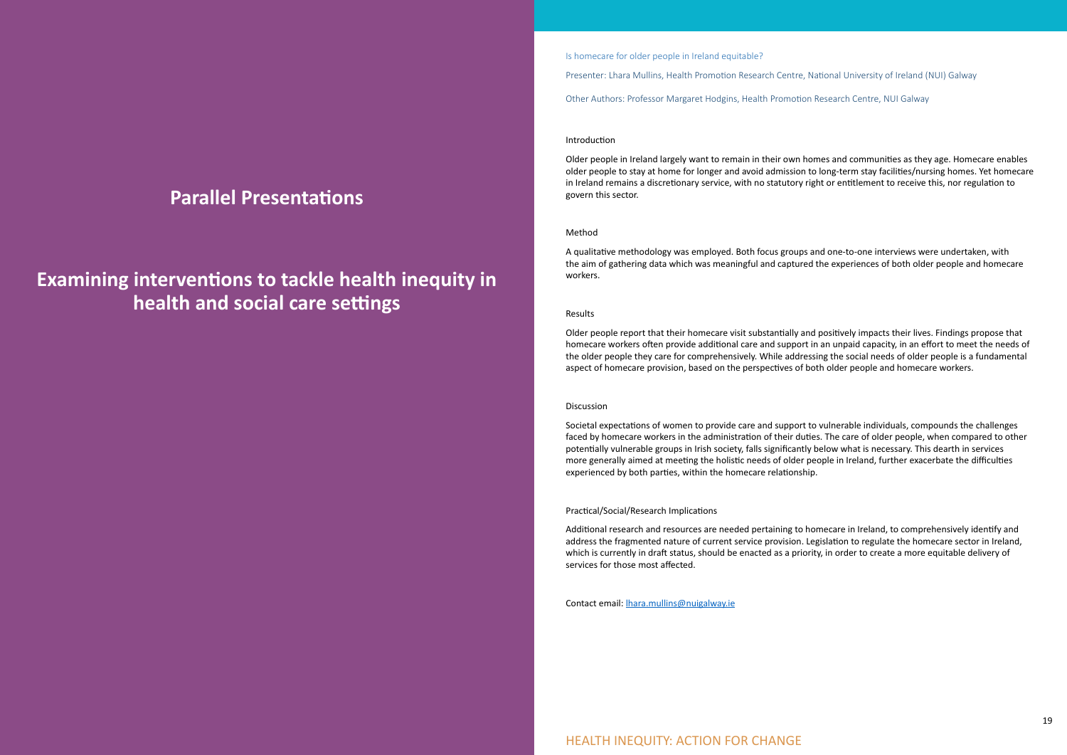# Parallel Presentations

# Examining interventions to tackle health inequity in health and social care settings

## Is homecare for older people in Ireland equitable?

Presenter: Lhara Mullins, Health Promotion Research Centre, National University of Ireland (NUI) Galway

Other Authors: Professor Margaret Hodgins, Health Promotion Research Centre, NUI Galway

### Introduction

Older people in Ireland largely want to remain in their own homes and communities as they age. Homecare enables older people to stay at home for longer and avoid admission to long-term stay facilities/nursing homes. Yet homecare in Ireland remains a discretionary service, with no statutory right or entitlement to receive this, nor regulation to govern this sector.

### Method

A qualitative methodology was employed. Both focus groups and one-to-one interviews were undertaken, with the aim of gathering data which was meaningful and captured the experiences of both older people and homecare workers.

### Results

Older people report that their homecare visit substantially and positively impacts their lives. Findings propose that homecare workers often provide additional care and support in an unpaid capacity, in an effort to meet the needs of the older people they care for comprehensively. While addressing the social needs of older people is a fundamental aspect of homecare provision, based on the perspectives of both older people and homecare workers.

### Discussion

Societal expectations of women to provide care and support to vulnerable individuals, compounds the challenges faced by homecare workers in the administration of their duties. The care of older people, when compared to other potentially vulnerable groups in Irish society, falls significantly below what is necessary. This dearth in services more generally aimed at meeting the holistic needs of older people in Ireland, further exacerbate the difficulties experienced by both parties, within the homecare relationship.

### Practical/Social/Research Implications

Additional research and resources are needed pertaining to homecare in Ireland, to comprehensively identify and address the fragmented nature of current service provision. Legislation to regulate the homecare sector in Ireland, which is currently in draft status, should be enacted as a priority, in order to create a more equitable delivery of services for those most affected.

Contact email: lhara.mullins@nuigalway.ie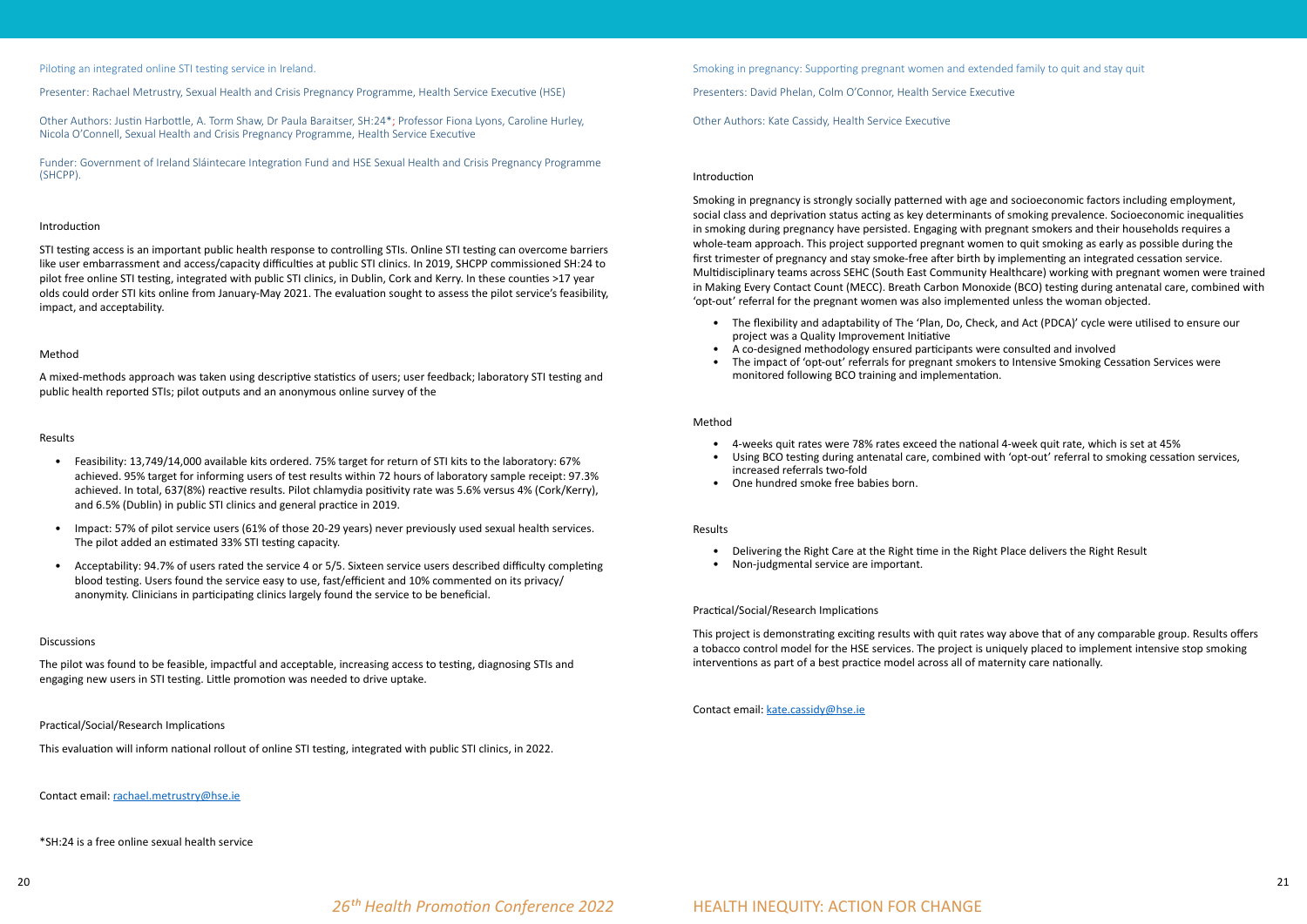## Piloting an integrated online STI testing service in Ireland.

Presenter: Rachael Metrustry, Sexual Health and Crisis Pregnancy Programme, Health Service Executive (HSE)

Other Authors: Justin Harbottle, A. Torm Shaw, Dr Paula Baraitser, SH:24*; Professor Fiona Lyons, Caroline Hurley, Nicola O'Connell, Sexual Health and Crisis Pregnancy Programme, Health Service Executive

Funder: Government of Ireland Sláintecare Integration Fund and HSE Sexual Health and Crisis Pregnancy Programme (SHCPP).

### Introduction

STI testing access is an important public health response to controlling STIs. Online STI testing can overcome barriers like user embarrassment and access/capacity difficulties at public STI clinics. In 2019, SHCPP commissioned SH:24 to pilot free online STI testing, integrated with public STI clinics, in Dublin, Cork and Kerry. In these counties >17 year olds could order STI kits online from January-May 2021. The evaluation sought to assess the pilot service's feasibility, impact, and acceptability.

### Method

A mixed-methods approach was taken using descriptive statistics of users; user feedback; laboratory STI testing and public health reported STIs; pilot outputs and an anonymous online survey of the

### Results

- Feasibility: 13,749/14,000 available kits ordered. 75% target for return of STI kits to the laboratory: 67% achieved. 95% target for informing users of test results within 72 hours of laboratory sample receipt: 97.3% achieved. In total, 637(8%) reactive results. Pilot chlamydia positivity rate was 5.6% versus 4% (Cork/Kerry), and 6.5% (Dublin) in public STI clinics and general practice in 2019.
- Impact: 57% of pilot service users (61% of those 20-29 years) never previously used sexual health services. The pilot added an estimated 33% STI testing capacity.
- Acceptability: 94.7% of users rated the service 4 or 5/5. Sixteen service users described difficulty completing blood testing. Users found the service easy to use, fast/efficient and 10% commented on its privacy/ anonymity. Clinicians in participating clinics largely found the service to be beneficial.

### Discussions

The pilot was found to be feasible, impactful and acceptable, increasing access to testing, diagnosing STIs and engaging new users in STI testing. Little promotion was needed to drive uptake.

### Practical/Social/Research Implications

This evaluation will inform national rollout of online STI testing, integrated with public STI clinics, in 2022.

Contact email: rachael.metrustry@hse.ie

*SH:24 is a free online sexual health service

## Smoking in pregnancy: Supporting pregnant women and extended family to quit and stay quit

Presenters: David Phelan, Colm O'Connor, Health Service Executive

Other Authors: Kate Cassidy, Health Service Executive

### Introduction

Smoking in pregnancy is strongly socially patterned with age and socioeconomic factors including employment, social class and deprivation status acting as key determinants of smoking prevalence. Socioeconomic inequalities in smoking during pregnancy have persisted. Engaging with pregnant smokers and their households requires a whole-team approach. This project supported pregnant women to quit smoking as early as possible during the first trimester of pregnancy and stay smoke-free after birth by implementing an integrated cessation service. Multidisciplinary teams across SEHC (South East Community Healthcare) working with pregnant women were trained in Making Every Contact Count (MECC). Breath Carbon Monoxide (BCO) testing during antenatal care, combined with 'opt-out' referral for the pregnant women was also implemented unless the woman objected.

- The flexibility and adaptability of The 'Plan, Do, Check, and Act (PDCA)' cycle were utilised to ensure our project was a Quality Improvement Initiative
- A co-designed methodology ensured participants were consulted and involved
- The impact of 'opt-out' referrals for pregnant smokers to Intensive Smoking Cessation Services were monitored following BCO training and implementation.

### Method

- 4-weeks quit rates were 78% rates exceed the national 4-week quit rate, which is set at 45%
- Using BCO testing during antenatal care, combined with 'opt-out' referral to smoking cessation services, increased referrals two-fold
- One hundred smoke free babies born.

### Results

- Delivering the Right Care at the Right time in the Right Place delivers the Right Result
- Non-judgmental service are important.

### Practical/Social/Research Implications

This project is demonstrating exciting results with quit rates way above that of any comparable group. Results offers a tobacco control model for the HSE services. The project is uniquely placed to implement intensive stop smoking interventions as part of a best practice model across all of maternity care nationally.

Contact email: kate.cassidy@hse.ie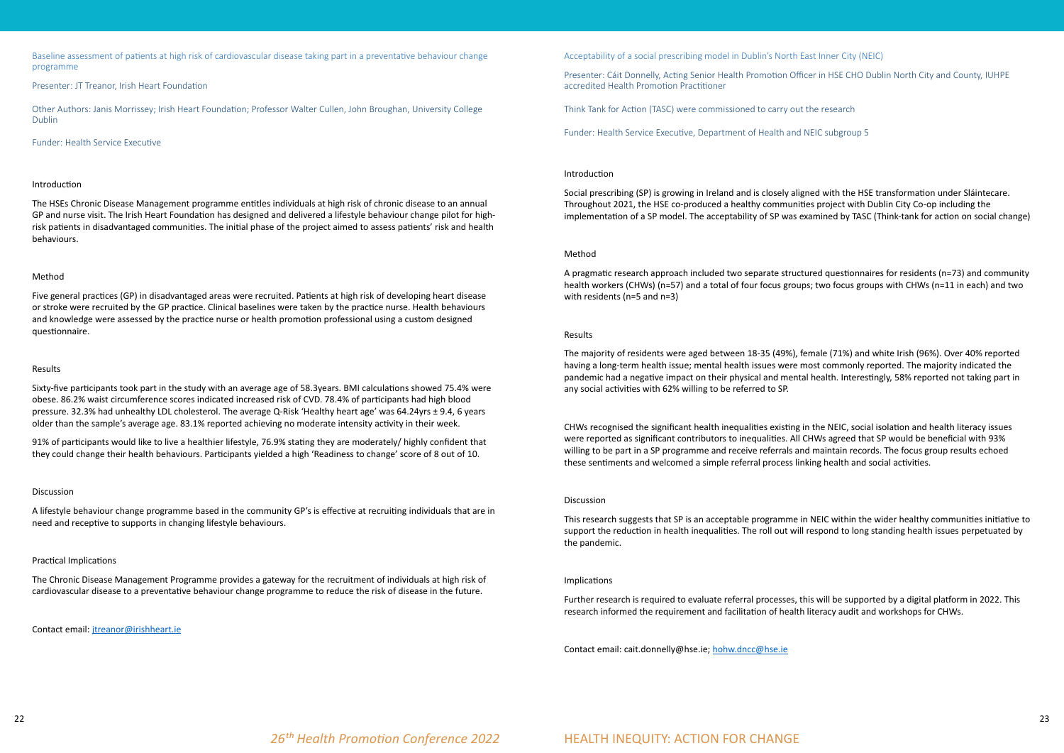## Baseline assessment of patients at high risk of cardiovascular disease taking part in a preventative behaviour change programme

Presenter: JT Treanor, Irish Heart Foundation

Other Authors: Janis Morrissey; Irish Heart Foundation; Professor Walter Cullen, John Broughan, University College Dublin

Funder: Health Service Executive

### Introduction

The HSEs Chronic Disease Management programme entitles individuals at high risk of chronic disease to an annual GP and nurse visit. The Irish Heart Foundation has designed and delivered a lifestyle behaviour change pilot for high-risk patients in disadvantaged communities. The initial phase of the project aimed to assess patients' risk and health behaviours.

### Method

Five general practices (GP) in disadvantaged areas were recruited. Patients at high risk of developing heart disease or stroke were recruited by the GP practice. Clinical baselines were taken by the practice nurse. Health behaviours and knowledge were assessed by the practice nurse or health promotion professional using a custom designed questionnaire.

### Results

Sixty-five participants took part in the study with an average age of 58.3years. BMI calculations showed 75.4% were obese. 86.2% waist circumference scores indicated increased risk of CVD. 78.4% of participants had high blood pressure. 32.3% had unhealthy LDL cholesterol. The average Q-Risk 'Healthy heart age' was 64.24yrs ± 9.4, 6 years older than the sample's average age. 83.1% reported achieving no moderate intensity activity in their week.

91% of participants would like to live a healthier lifestyle, 76.9% stating they are moderately/ highly confident that they could change their health behaviours. Participants yielded a high 'Readiness to change' score of 8 out of 10.

### Discussion

A lifestyle behaviour change programme based in the community GP's is effective at recruiting individuals that are in need and receptive to supports in changing lifestyle behaviours.

### Practical Implications

The Chronic Disease Management Programme provides a gateway for the recruitment of individuals at high risk of cardiovascular disease to a preventative behaviour change programme to reduce the risk of disease in the future.

Contact email: jtreanor@irishheart.ie

## Acceptability of a social prescribing model in Dublin's North East Inner City (NEIC)

Presenter: Cáit Donnelly, Acting Senior Health Promotion Officer in HSE CHO Dublin North City and County, IUHPE accredited Health Promotion Practitioner

Think Tank for Action (TASC) were commissioned to carry out the research

Funder: Health Service Executive, Department of Health and NEIC subgroup 5

### Introduction

Social prescribing (SP) is growing in Ireland and is closely aligned with the HSE transformation under Sláintecare. Throughout 2021, the HSE co-produced a healthy communities project with Dublin City Co-op including the implementation of a SP model. The acceptability of SP was examined by TASC (Think-tank for action on social change)

### Method

A pragmatic research approach included two separate structured questionnaires for residents (n=73) and community health workers (CHWs) (n=57) and a total of four focus groups; two focus groups with CHWs (n=11 in each) and two with residents (n=5 and n=3)

### Results

The majority of residents were aged between 18-35 (49%), female (71%) and white Irish (96%). Over 40% reported having a long-term health issue; mental health issues were most commonly reported. The majority indicated the pandemic had a negative impact on their physical and mental health. Interestingly, 58% reported not taking part in any social activities with 62% willing to be referred to SP.

CHWs recognised the significant health inequalities existing in the NEIC, social isolation and health literacy issues were reported as significant contributors to inequalities. All CHWs agreed that SP would be beneficial with 93% willing to be part in a SP programme and receive referrals and maintain records. The focus group results echoed these sentiments and welcomed a simple referral process linking health and social activities.

### Discussion

This research suggests that SP is an acceptable programme in NEIC within the wider healthy communities initiative to support the reduction in health inequalities. The roll out will respond to long standing health issues perpetuated by the pandemic.

### Implications

Further research is required to evaluate referral processes, this will be supported by a digital platform in 2022. This research informed the requirement and facilitation of health literacy audit and workshops for CHWs.

Contact email: cait.donnelly@hse.ie; hohw.dncc@hse.ie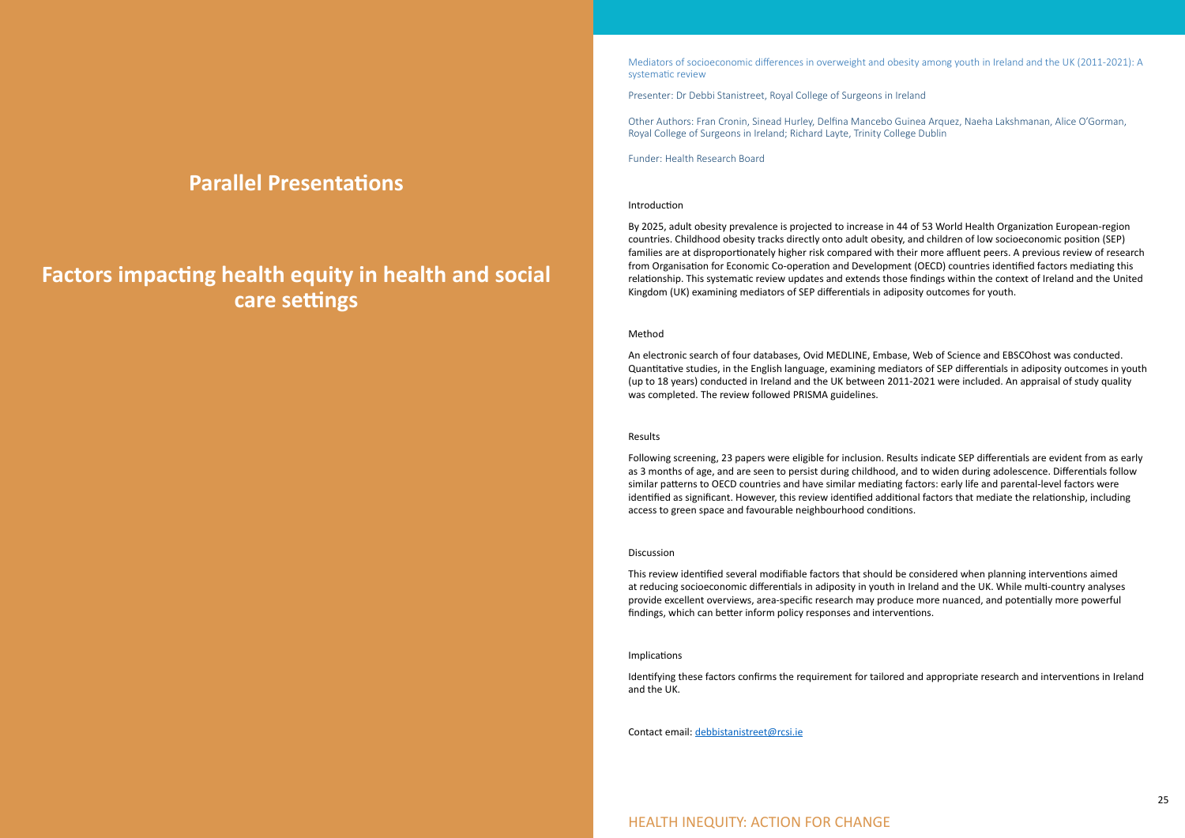# Parallel Presentations

## Factors impacting health equity in health and social care settings

Mediators of socioeconomic differences in overweight and obesity among youth in Ireland and the UK (2011-2021): A systematic review

Presenter: Dr Debbi Stanistreet, Royal College of Surgeons in Ireland

Other Authors: Fran Cronin, Sinead Hurley, Delfina Mancebo Guinea Arquez, Naeha Lakshmanan, Alice O'Gorman, Royal College of Surgeons in Ireland; Richard Layte, Trinity College Dublin

Funder: Health Research Board

### Introduction

By 2025, adult obesity prevalence is projected to increase in 44 of 53 World Health Organization European-region countries. Childhood obesity tracks directly onto adult obesity, and children of low socioeconomic position (SEP) families are at disproportionately higher risk compared with their more affluent peers. A previous review of research from Organisation for Economic Co-operation and Development (OECD) countries identified factors mediating this relationship. This systematic review updates and extends those findings within the context of Ireland and the United Kingdom (UK) examining mediators of SEP differentials in adiposity outcomes for youth.

### Method

An electronic search of four databases, Ovid MEDLINE, Embase, Web of Science and EBSCOhost was conducted. Quantitative studies, in the English language, examining mediators of SEP differentials in adiposity outcomes in youth (up to 18 years) conducted in Ireland and the UK between 2011-2021 were included. An appraisal of study quality was completed. The review followed PRISMA guidelines.

### Results

Following screening, 23 papers were eligible for inclusion. Results indicate SEP differentials are evident from as early as 3 months of age, and are seen to persist during childhood, and to widen during adolescence. Differentials follow similar patterns to OECD countries and have similar mediating factors: early life and parental-level factors were identified as significant. However, this review identified additional factors that mediate the relationship, including access to green space and favourable neighbourhood conditions.

### Discussion

This review identified several modifiable factors that should be considered when planning interventions aimed at reducing socioeconomic differentials in adiposity in youth in Ireland and the UK. While multi-country analyses provide excellent overviews, area-specific research may produce more nuanced, and potentially more powerful findings, which can better inform policy responses and interventions.

### Implications

Identifying these factors confirms the requirement for tailored and appropriate research and interventions in Ireland and the UK.

Contact email: debbistanistreet@rcsi.ie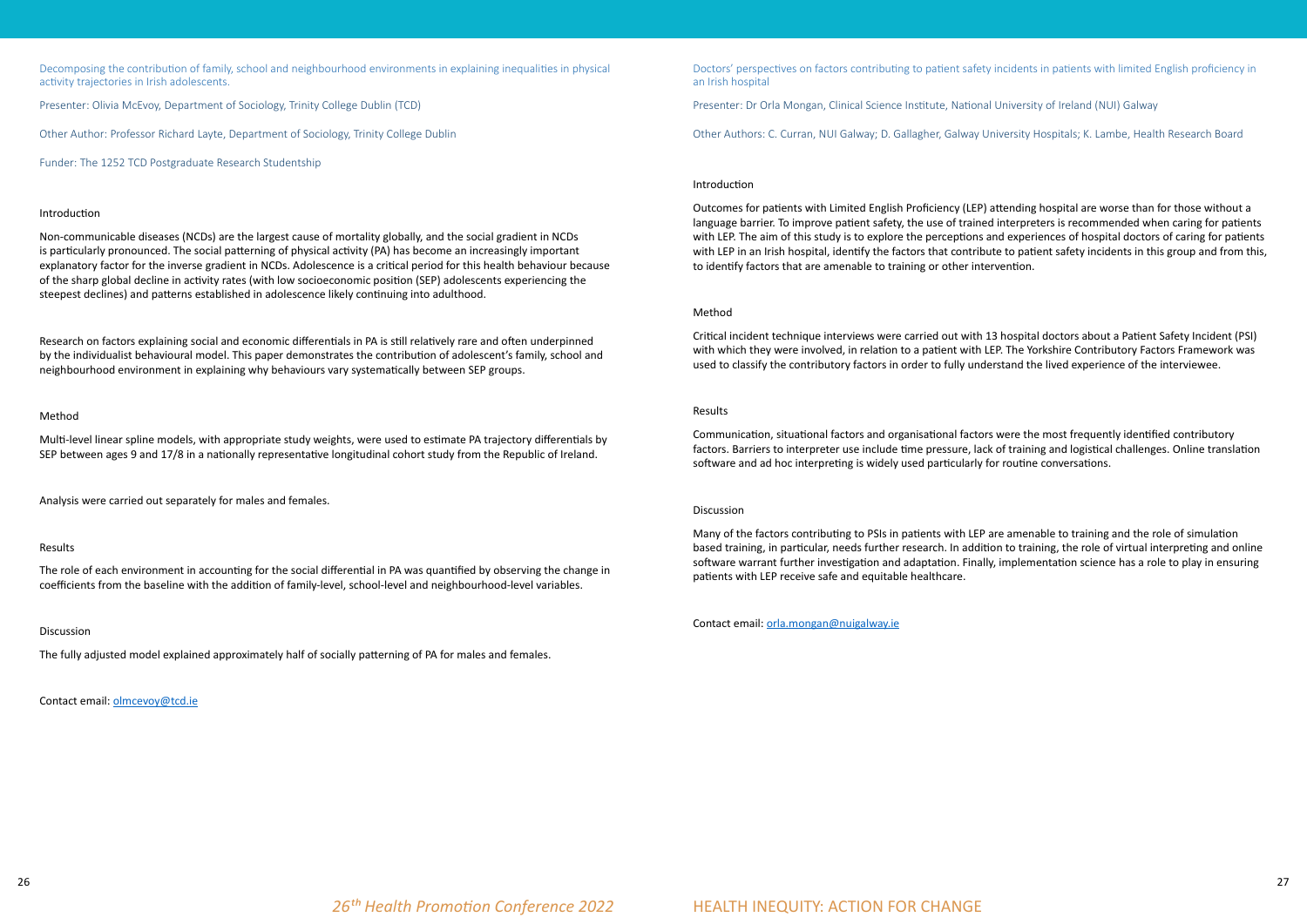## Decomposing the contribution of family, school and neighbourhood environments in explaining inequalities in physical activity trajectories in Irish adolescents.

Presenter: Olivia McEvoy, Department of Sociology, Trinity College Dublin (TCD)

Other Author: Professor Richard Layte, Department of Sociology, Trinity College Dublin

Funder: The 1252 TCD Postgraduate Research Studentship

### Introduction

Non-communicable diseases (NCDs) are the largest cause of mortality globally, and the social gradient in NCDs is particularly pronounced. The social patterning of physical activity (PA) has become an increasingly important explanatory factor for the inverse gradient in NCDs. Adolescence is a critical period for this health behaviour because of the sharp global decline in activity rates (with low socioeconomic position (SEP) adolescents experiencing the steepest declines) and patterns established in adolescence likely continuing into adulthood.

Research on factors explaining social and economic differentials in PA is still relatively rare and often underpinned by the individualist behavioural model. This paper demonstrates the contribution of adolescent's family, school and neighbourhood environment in explaining why behaviours vary systematically between SEP groups.

### Method

Multi-level linear spline models, with appropriate study weights, were used to estimate PA trajectory differentials by SEP between ages 9 and 17/8 in a nationally representative longitudinal cohort study from the Republic of Ireland.

Analysis were carried out separately for males and females.

### Results

The role of each environment in accounting for the social differential in PA was quantified by observing the change in coefficients from the baseline with the addition of family-level, school-level and neighbourhood-level variables.

### Discussion

The fully adjusted model explained approximately half of socially patterning of PA for males and females.

Contact email: olmcevoy@tcd.ie

## Doctors' perspectives on factors contributing to patient safety incidents in patients with limited English proficiency in an Irish hospital

Presenter: Dr Orla Mongan, Clinical Science Institute, National University of Ireland (NUI) Galway

Other Authors: C. Curran, NUI Galway; D. Gallagher, Galway University Hospitals; K. Lambe, Health Research Board

### Introduction

Outcomes for patients with Limited English Proficiency (LEP) attending hospital are worse than for those without a language barrier. To improve patient safety, the use of trained interpreters is recommended when caring for patients with LEP. The aim of this study is to explore the perceptions and experiences of hospital doctors of caring for patients with LEP in an Irish hospital, identify the factors that contribute to patient safety incidents in this group and from this, to identify factors that are amenable to training or other intervention.

### Method

Critical incident technique interviews were carried out with 13 hospital doctors about a Patient Safety Incident (PSI) with which they were involved, in relation to a patient with LEP. The Yorkshire Contributory Factors Framework was used to classify the contributory factors in order to fully understand the lived experience of the interviewee.

### Results

Communication, situational factors and organisational factors were the most frequently identified contributory factors. Barriers to interpreter use include time pressure, lack of training and logistical challenges. Online translation software and ad hoc interpreting is widely used particularly for routine conversations.

### Discussion

Many of the factors contributing to PSIs in patients with LEP are amenable to training and the role of simulation based training, in particular, needs further research. In addition to training, the role of virtual interpreting and online software warrant further investigation and adaptation. Finally, implementation science has a role to play in ensuring patients with LEP receive safe and equitable healthcare.

Contact email: orla.mongan@nuigalway.ie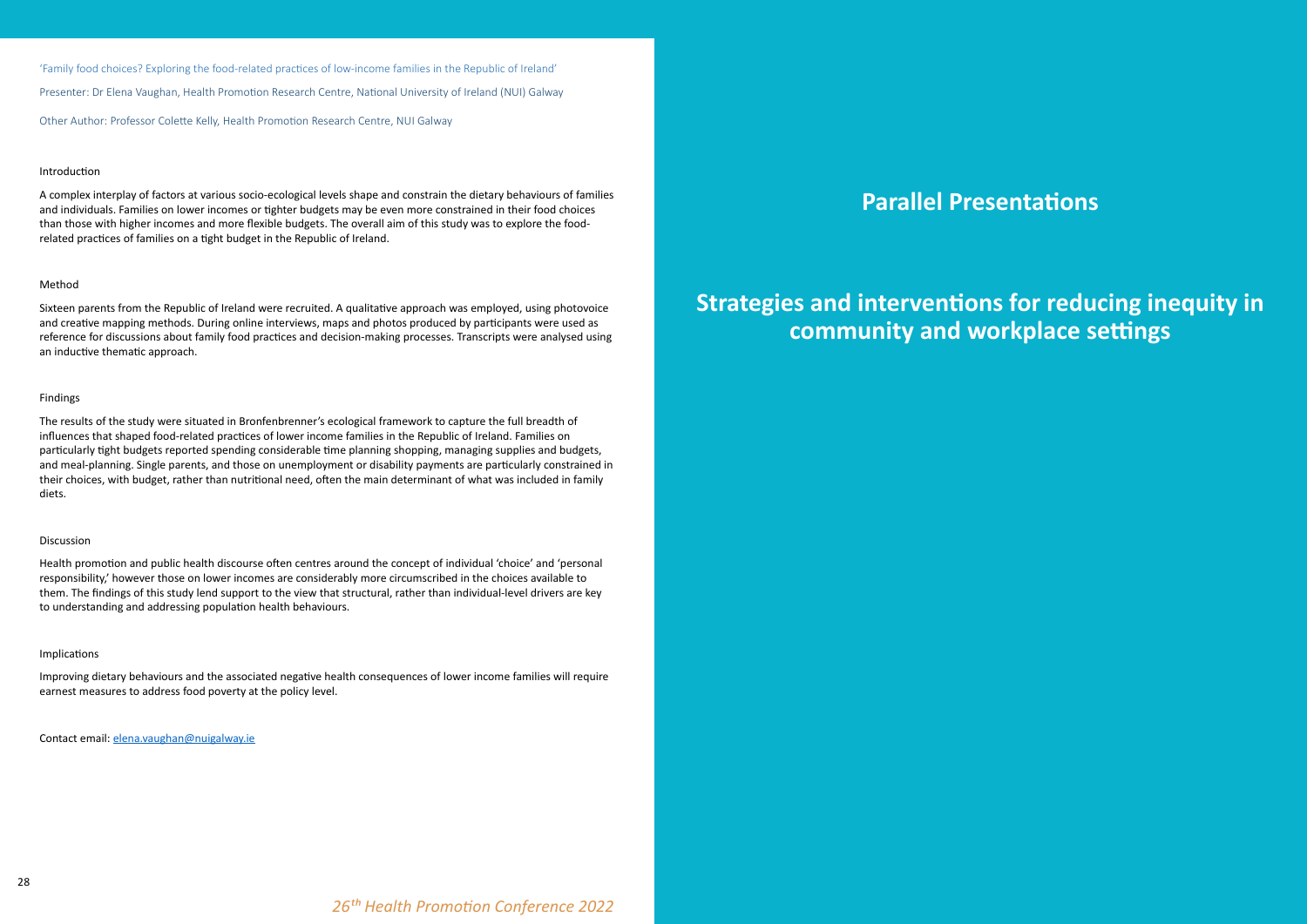'Family food choices? Exploring the food-related practices of low-income families in the Republic of Ireland'

Presenter: Dr Elena Vaughan, Health Promotion Research Centre, National University of Ireland (NUI) Galway

Other Author: Professor Colette Kelly, Health Promotion Research Centre, NUI Galway

### Introduction

A complex interplay of factors at various socio-ecological levels shape and constrain the dietary behaviours of families and individuals. Families on lower incomes or tighter budgets may be even more constrained in their food choices than those with higher incomes and more flexible budgets. The overall aim of this study was to explore the food-related practices of families on a tight budget in the Republic of Ireland.

### Method

Sixteen parents from the Republic of Ireland were recruited. A qualitative approach was employed, using photovoice and creative mapping methods. During online interviews, maps and photos produced by participants were used as reference for discussions about family food practices and decision-making processes. Transcripts were analysed using an inductive thematic approach.

### Findings

The results of the study were situated in Bronfenbrenner's ecological framework to capture the full breadth of influences that shaped food-related practices of lower income families in the Republic of Ireland. Families on particularly tight budgets reported spending considerable time planning shopping, managing supplies and budgets, and meal-planning. Single parents, and those on unemployment or disability payments are particularly constrained in their choices, with budget, rather than nutritional need, often the main determinant of what was included in family diets.

### Discussion

Health promotion and public health discourse often centres around the concept of individual 'choice' and 'personal responsibility,' however those on lower incomes are considerably more circumscribed in the choices available to them. The findings of this study lend support to the view that structural, rather than individual-level drivers are key to understanding and addressing population health behaviours.

### Implications

Improving dietary behaviours and the associated negative health consequences of lower income families will require earnest measures to address food poverty at the policy level.

Contact email: elena.vaughan@nuigalway.ie

# Parallel Presentations

# Strategies and interventions for reducing inequity in community and workplace settings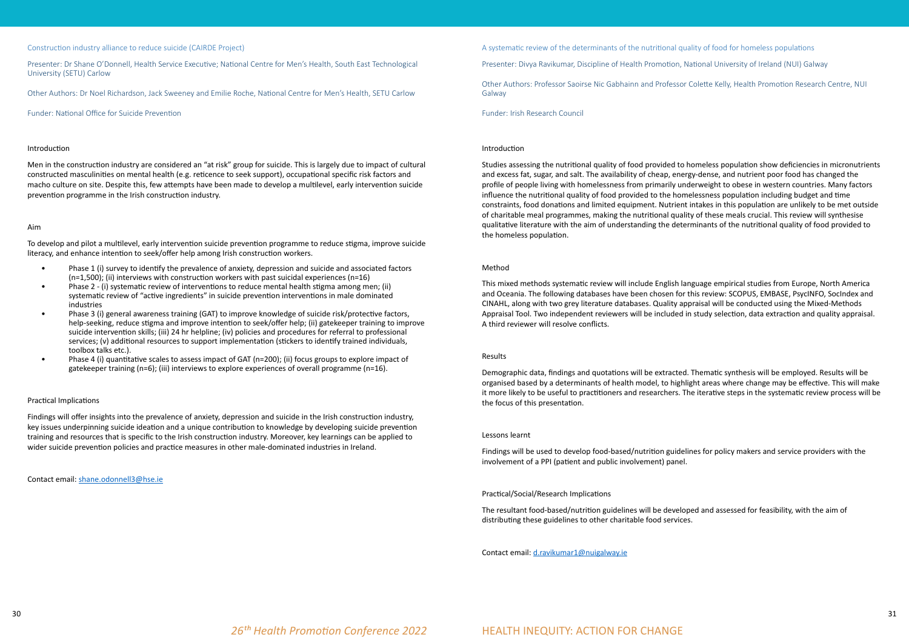## Construction industry alliance to reduce suicide (CAIRDE Project)

Presenter: Dr Shane O'Donnell, Health Service Executive; National Centre for Men's Health, South East Technological University (SETU) Carlow

Other Authors: Dr Noel Richardson, Jack Sweeney and Emilie Roche, National Centre for Men's Health, SETU Carlow

Funder: National Office for Suicide Prevention

### Introduction

Men in the construction industry are considered an "at risk" group for suicide. This is largely due to impact of cultural constructed masculinities on mental health (e.g. reticence to seek support), occupational specific risk factors and macho culture on site. Despite this, few attempts have been made to develop a multilevel, early intervention suicide prevention programme in the Irish construction industry.

### Aim

To develop and pilot a multilevel, early intervention suicide prevention programme to reduce stigma, improve suicide literacy, and enhance intention to seek/offer help among Irish construction workers.

- Phase 1 (i) survey to identify the prevalence of anxiety, depression and suicide and associated factors (n=1,500); (ii) interviews with construction workers with past suicidal experiences (n=16)
- Phase 2 - (i) systematic review of interventions to reduce mental health stigma among men; (ii) systematic review of "active ingredients" in suicide prevention interventions in male dominated industries
- Phase 3 (i) general awareness training (GAT) to improve knowledge of suicide risk/protective factors, help-seeking, reduce stigma and improve intention to seek/offer help; (ii) gatekeeper training to improve suicide intervention skills; (iii) 24 hr helpline; (iv) policies and procedures for referral to professional services; (v) additional resources to support implementation (stickers to identify trained individuals, toolbox talks etc.).
- Phase 4 (i) quantitative scales to assess impact of GAT (n=200); (ii) focus groups to explore impact of gatekeeper training (n=6); (iii) interviews to explore experiences of overall programme (n=16).

### Practical Implications

Findings will offer insights into the prevalence of anxiety, depression and suicide in the Irish construction industry, key issues underpinning suicide ideation and a unique contribution to knowledge by developing suicide prevention training and resources that is specific to the Irish construction industry. Moreover, key learnings can be applied to wider suicide prevention policies and practice measures in other male-dominated industries in Ireland.

Contact email: shane.odonnell3@hse.ie

## A systematic review of the determinants of the nutritional quality of food for homeless populations

Presenter: Divya Ravikumar, Discipline of Health Promotion, National University of Ireland (NUI) Galway

Other Authors: Professor Saoirse Nic Gabhainn and Professor Colette Kelly, Health Promotion Research Centre, NUI Galway

Funder: Irish Research Council

### Introduction

Studies assessing the nutritional quality of food provided to homeless population show deficiencies in micronutrients and excess fat, sugar, and salt. The availability of cheap, energy-dense, and nutrient poor food has changed the profile of people living with homelessness from primarily underweight to obese in western countries. Many factors influence the nutritional quality of food provided to the homelessness population including budget and time constraints, food donations and limited equipment. Nutrient intakes in this population are unlikely to be met outside of charitable meal programmes, making the nutritional quality of these meals crucial. This review will synthesise qualitative literature with the aim of understanding the determinants of the nutritional quality of food provided to the homeless population.

### Method

This mixed methods systematic review will include English language empirical studies from Europe, North America and Oceania. The following databases have been chosen for this review: SCOPUS, EMBASE, PsycINFO, SocIndex and CINAHL, along with two grey literature databases. Quality appraisal will be conducted using the Mixed-Methods Appraisal Tool. Two independent reviewers will be included in study selection, data extraction and quality appraisal. A third reviewer will resolve conflicts.

### Results

Demographic data, findings and quotations will be extracted. Thematic synthesis will be employed. Results will be organised based by a determinants of health model, to highlight areas where change may be effective. This will make it more likely to be useful to practitioners and researchers. The iterative steps in the systematic review process will be the focus of this presentation.

### Lessons learnt

Findings will be used to develop food-based/nutrition guidelines for policy makers and service providers with the involvement of a PPI (patient and public involvement) panel.

### Practical/Social/Research Implications

The resultant food-based/nutrition guidelines will be developed and assessed for feasibility, with the aim of distributing these guidelines to other charitable food services.

Contact email: d.ravikumar1@nuigalway.ie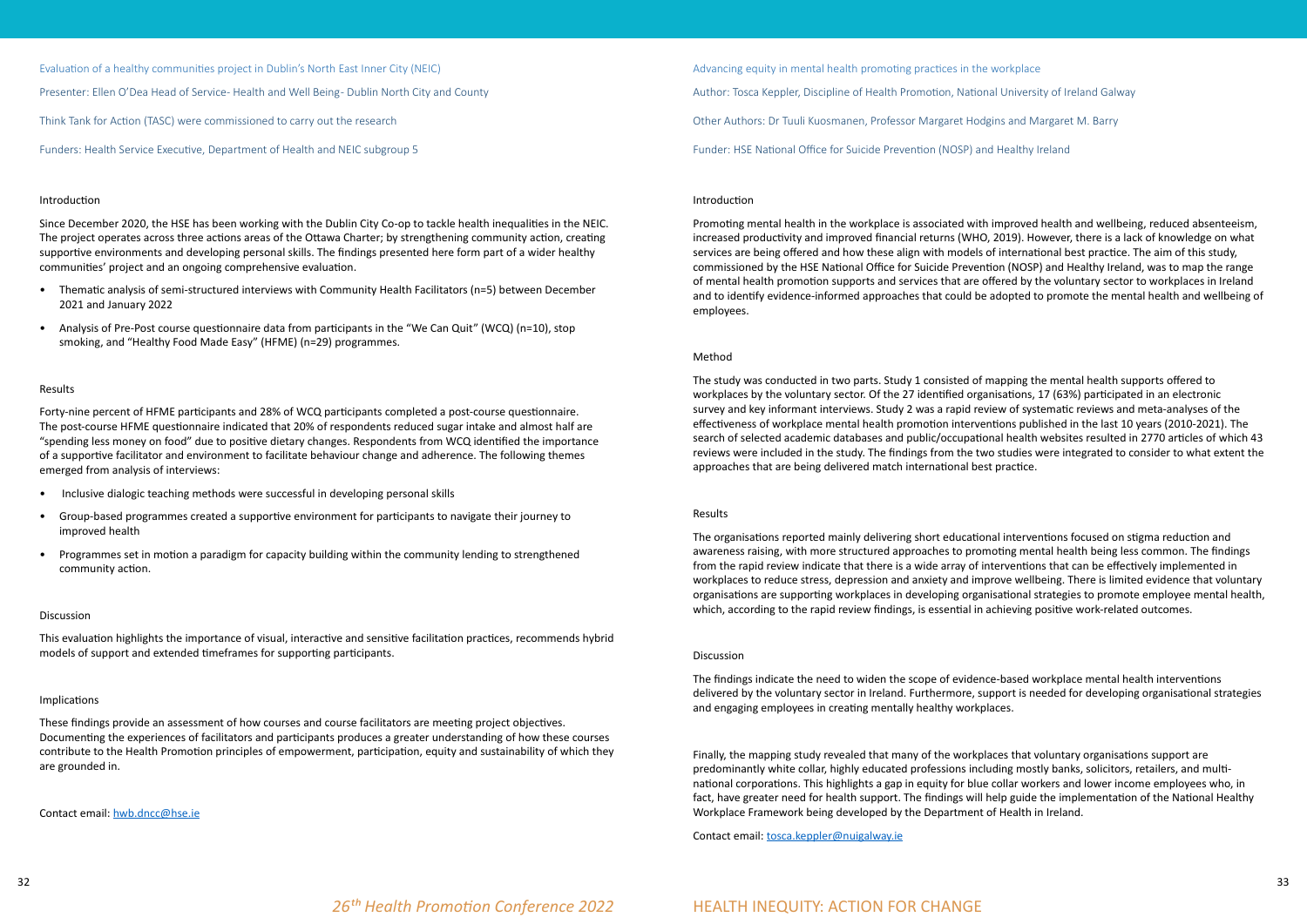## Evaluation of a healthy communities project in Dublin's North East Inner City (NEIC)

Presenter: Ellen O'Dea Head of Service- Health and Well Being- Dublin North City and County

Think Tank for Action (TASC) were commissioned to carry out the research

Funders: Health Service Executive, Department of Health and NEIC subgroup 5

### Introduction

Since December 2020, the HSE has been working with the Dublin City Co-op to tackle health inequalities in the NEIC. The project operates across three actions areas of the Ottawa Charter; by strengthening community action, creating supportive environments and developing personal skills. The findings presented here form part of a wider healthy communities' project and an ongoing comprehensive evaluation.

- Thematic analysis of semi-structured interviews with Community Health Facilitators (n=5) between December 2021 and January 2022
- Analysis of Pre-Post course questionnaire data from participants in the "We Can Quit" (WCQ) (n=10), stop smoking, and "Healthy Food Made Easy" (HFME) (n=29) programmes.

### Results

Forty-nine percent of HFME participants and 28% of WCQ participants completed a post-course questionnaire. The post-course HFME questionnaire indicated that 20% of respondents reduced sugar intake and almost half are "spending less money on food" due to positive dietary changes. Respondents from WCQ identified the importance of a supportive facilitator and environment to facilitate behaviour change and adherence. The following themes emerged from analysis of interviews:

- Inclusive dialogic teaching methods were successful in developing personal skills
- Group-based programmes created a supportive environment for participants to navigate their journey to improved health
- Programmes set in motion a paradigm for capacity building within the community lending to strengthened community action.

### Discussion

This evaluation highlights the importance of visual, interactive and sensitive facilitation practices, recommends hybrid models of support and extended timeframes for supporting participants.

### Implications

These findings provide an assessment of how courses and course facilitators are meeting project objectives. Documenting the experiences of facilitators and participants produces a greater understanding of how these courses contribute to the Health Promotion principles of empowerment, participation, equity and sustainability of which they are grounded in.

Contact email: hwb.dncc@hse.ie

## Advancing equity in mental health promoting practices in the workplace

Author: Tosca Keppler, Discipline of Health Promotion, National University of Ireland Galway

Other Authors: Dr Tuuli Kuosmanen, Professor Margaret Hodgins and Margaret M. Barry

Funder: HSE National Office for Suicide Prevention (NOSP) and Healthy Ireland

### Introduction

Promoting mental health in the workplace is associated with improved health and wellbeing, reduced absenteeism, increased productivity and improved financial returns (WHO, 2019). However, there is a lack of knowledge on what services are being offered and how these align with models of international best practice. The aim of this study, commissioned by the HSE National Office for Suicide Prevention (NOSP) and Healthy Ireland, was to map the range of mental health promotion supports and services that are offered by the voluntary sector to workplaces in Ireland and to identify evidence-informed approaches that could be adopted to promote the mental health and wellbeing of employees.

### Method

The study was conducted in two parts. Study 1 consisted of mapping the mental health supports offered to workplaces by the voluntary sector. Of the 27 identified organisations, 17 (63%) participated in an electronic survey and key informant interviews. Study 2 was a rapid review of systematic reviews and meta-analyses of the effectiveness of workplace mental health promotion interventions published in the last 10 years (2010-2021). The search of selected academic databases and public/occupational health websites resulted in 2770 articles of which 43 reviews were included in the study. The findings from the two studies were integrated to consider to what extent the approaches that are being delivered match international best practice.

### Results

The organisations reported mainly delivering short educational interventions focused on stigma reduction and awareness raising, with more structured approaches to promoting mental health being less common. The findings from the rapid review indicate that there is a wide array of interventions that can be effectively implemented in workplaces to reduce stress, depression and anxiety and improve wellbeing. There is limited evidence that voluntary organisations are supporting workplaces in developing organisational strategies to promote employee mental health, which, according to the rapid review findings, is essential in achieving positive work-related outcomes.

### Discussion

The findings indicate the need to widen the scope of evidence-based workplace mental health interventions delivered by the voluntary sector in Ireland. Furthermore, support is needed for developing organisational strategies and engaging employees in creating mentally healthy workplaces.

Finally, the mapping study revealed that many of the workplaces that voluntary organisations support are predominantly white collar, highly educated professions including mostly banks, solicitors, retailers, and multi-national corporations. This highlights a gap in equity for blue collar workers and lower income employees who, in fact, have greater need for health support. The findings will help guide the implementation of the National Healthy Workplace Framework being developed by the Department of Health in Ireland.

Contact email: tosca.keppler@nuigalway.ie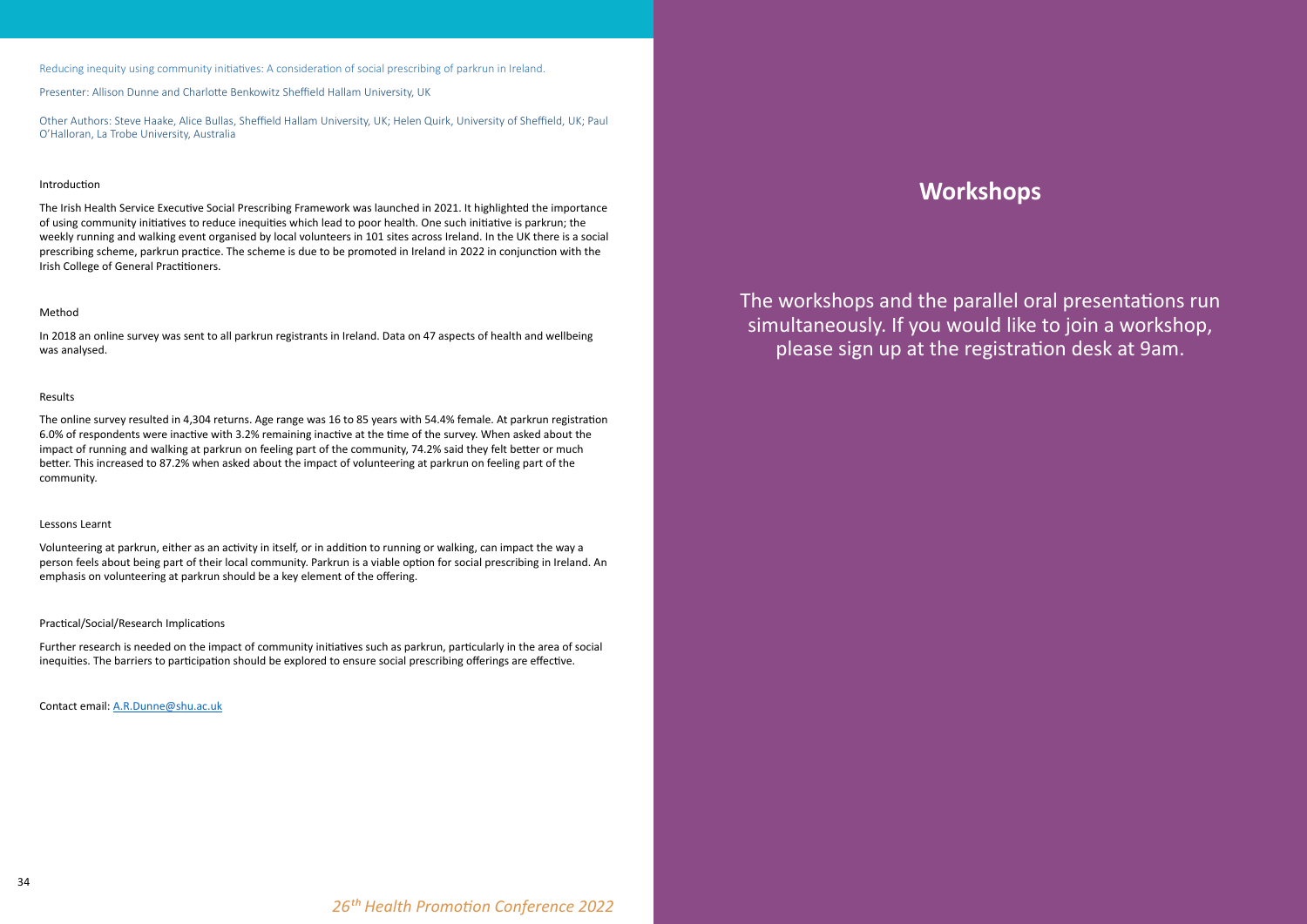Reducing inequity using community initiatives: A consideration of social prescribing of parkrun in Ireland.

Presenter: Allison Dunne and Charlotte Benkowitz Sheffield Hallam University, UK

Other Authors: Steve Haake, Alice Bullas, Sheffield Hallam University, UK; Helen Quirk, University of Sheffield, UK; Paul O'Halloran, La Trobe University, Australia

### Introduction

The Irish Health Service Executive Social Prescribing Framework was launched in 2021. It highlighted the importance of using community initiatives to reduce inequities which lead to poor health. One such initiative is parkrun; the weekly running and walking event organised by local volunteers in 101 sites across Ireland. In the UK there is a social prescribing scheme, parkrun practice. The scheme is due to be promoted in Ireland in 2022 in conjunction with the Irish College of General Practitioners.

### Method

In 2018 an online survey was sent to all parkrun registrants in Ireland. Data on 47 aspects of health and wellbeing was analysed.

### Results

The online survey resulted in 4,304 returns. Age range was 16 to 85 years with 54.4% female. At parkrun registration 6.0% of respondents were inactive with 3.2% remaining inactive at the time of the survey. When asked about the impact of running and walking at parkrun on feeling part of the community, 74.2% said they felt better or much better. This increased to 87.2% when asked about the impact of volunteering at parkrun on feeling part of the community.

### Lessons Learnt

Volunteering at parkrun, either as an activity in itself, or in addition to running or walking, can impact the way a person feels about being part of their local community. Parkrun is a viable option for social prescribing in Ireland. An emphasis on volunteering at parkrun should be a key element of the offering.

### Practical/Social/Research Implications

Further research is needed on the impact of community initiatives such as parkrun, particularly in the area of social inequities. The barriers to participation should be explored to ensure social prescribing offerings are effective.

Contact email: A.R.Dunne@shu.ac.uk

# Workshops

The workshops and the parallel oral presentations run simultaneously. If you would like to join a workshop, please sign up at the registration desk at 9am.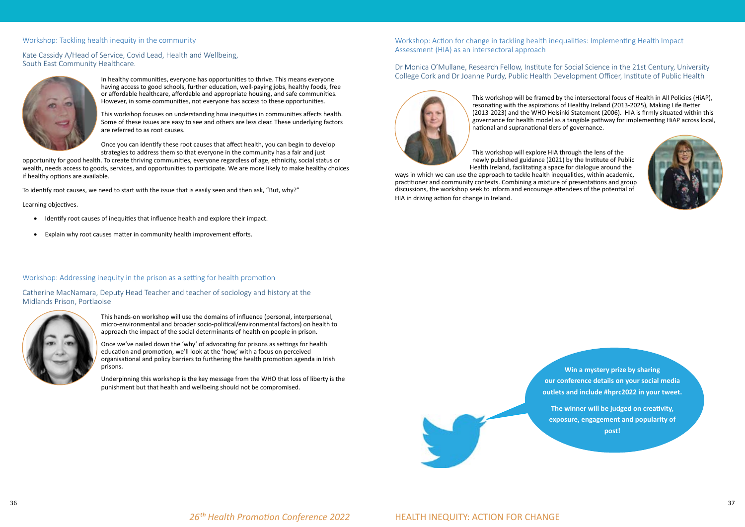## Workshop: Tackling health inequity in the community

Kate Cassidy A/Head of Service, Covid Lead, Health and Wellbeing, South East Community Healthcare.

In healthy communities, everyone has opportunities to thrive. This means everyone having access to good schools, further education, well-paying jobs, healthy foods, free or affordable healthcare, affordable and appropriate housing, and safe communities. However, in some communities, not everyone has access to these opportunities.

This workshop focuses on understanding how inequities in communities affects health. Some of these issues are easy to see and others are less clear. These underlying factors are referred to as root causes.

Once you can identify these root causes that affect health, you can begin to develop strategies to address them so that everyone in the community has a fair and just opportunity for good health. To create thriving communities, everyone regardless of age, ethnicity, social status or wealth, needs access to goods, services, and opportunities to participate. We are more likely to make healthy choices if healthy options are available.

To identify root causes, we need to start with the issue that is easily seen and then ask, "But, why?"

Learning objectives.

- Identify root causes of inequities that influence health and explore their impact.
- Explain why root causes matter in community health improvement efforts.

## Workshop: Addressing inequity in the prison as a setting for health promotion

Catherine MacNamara, Deputy Head Teacher and teacher of sociology and history at the Midlands Prison, Portlaoise

This hands-on workshop will use the domains of influence (personal, interpersonal, micro-environmental and broader socio-political/environmental factors) on health to approach the impact of the social determinants of health on people in prison.

Once we've nailed down the 'why' of advocating for prisons as settings for health education and promotion, we'll look at the 'how,' with a focus on perceived organisational and policy barriers to furthering the health promotion agenda in Irish prisons.

Underpinning this workshop is the key message from the WHO that loss of liberty is the punishment but that health and wellbeing should not be compromised.

## Workshop: Action for change in tackling health inequalities: Implementing Health Impact Assessment (HIA) as an intersectoral approach

Dr Monica O'Mullane, Research Fellow, Institute for Social Science in the 21st Century, University College Cork and Dr Joanne Purdy, Public Health Development Officer, Institute of Public Health

This workshop will be framed by the intersectoral focus of Health in All Policies (HiAP), resonating with the aspirations of Healthy Ireland (2013-2025), Making Life Better (2013-2023) and the WHO Helsinki Statement (2006). HIA is firmly situated within this governance for health model as a tangible pathway for implementing HiAP across local, national and supranational tiers of governance.

This workshop will explore HIA through the lens of the newly published guidance (2021) by the Institute of Public Health Ireland, facilitating a space for dialogue around the ways in which we can use the approach to tackle health inequalities, within academic, practitioner and community contexts. Combining a mixture of presentations and group discussions, the workshop seek to inform and encourage attendees of the potential of HIA in driving action for change in Ireland.

**Win a mystery prize by sharing our conference details on your social media outlets and include #hprc2022 in your tweet.**

**The winner will be judged on creativity, exposure, engagement and popularity of post!**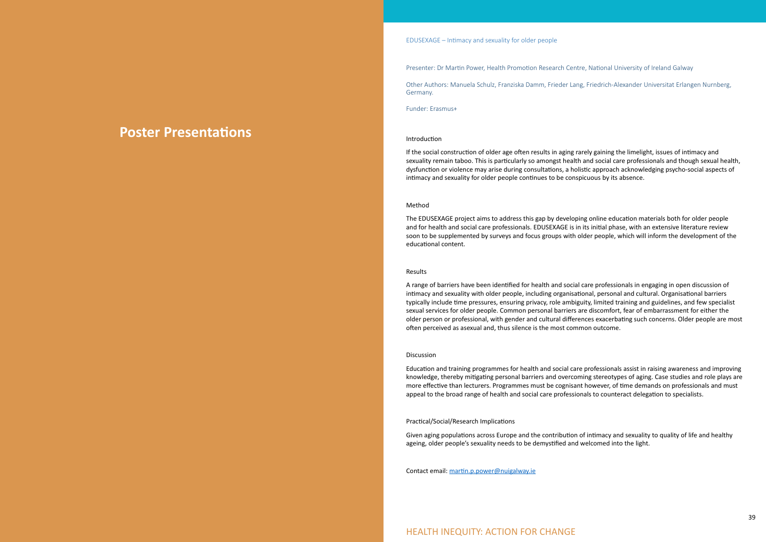# Poster Presentations

## EDUSEXAGE – Intimacy and sexuality for older people

Presenter: Dr Martin Power, Health Promotion Research Centre, National University of Ireland Galway

Other Authors: Manuela Schulz, Franziska Damm, Frieder Lang, Friedrich-Alexander Universitat Erlangen Nurnberg, Germany.

Funder: Erasmus+

### Introduction

If the social construction of older age often results in aging rarely gaining the limelight, issues of intimacy and sexuality remain taboo. This is particularly so amongst health and social care professionals and though sexual health, dysfunction or violence may arise during consultations, a holistic approach acknowledging psycho-social aspects of intimacy and sexuality for older people continues to be conspicuous by its absence.

### Method

The EDUSEXAGE project aims to address this gap by developing online education materials both for older people and for health and social care professionals. EDUSEXAGE is in its initial phase, with an extensive literature review soon to be supplemented by surveys and focus groups with older people, which will inform the development of the educational content.

### Results

A range of barriers have been identified for health and social care professionals in engaging in open discussion of intimacy and sexuality with older people, including organisational, personal and cultural. Organisational barriers typically include time pressures, ensuring privacy, role ambiguity, limited training and guidelines, and few specialist sexual services for older people. Common personal barriers are discomfort, fear of embarrassment for either the older person or professional, with gender and cultural differences exacerbating such concerns. Older people are most often perceived as asexual and, thus silence is the most common outcome.

### Discussion

Education and training programmes for health and social care professionals assist in raising awareness and improving knowledge, thereby mitigating personal barriers and overcoming stereotypes of aging. Case studies and role plays are more effective than lecturers. Programmes must be cognisant however, of time demands on professionals and must appeal to the broad range of health and social care professionals to counteract delegation to specialists.

### Practical/Social/Research Implications

Given aging populations across Europe and the contribution of intimacy and sexuality to quality of life and healthy ageing, older people's sexuality needs to be demystified and welcomed into the light.

Contact email: martin.p.power@nuigalway.ie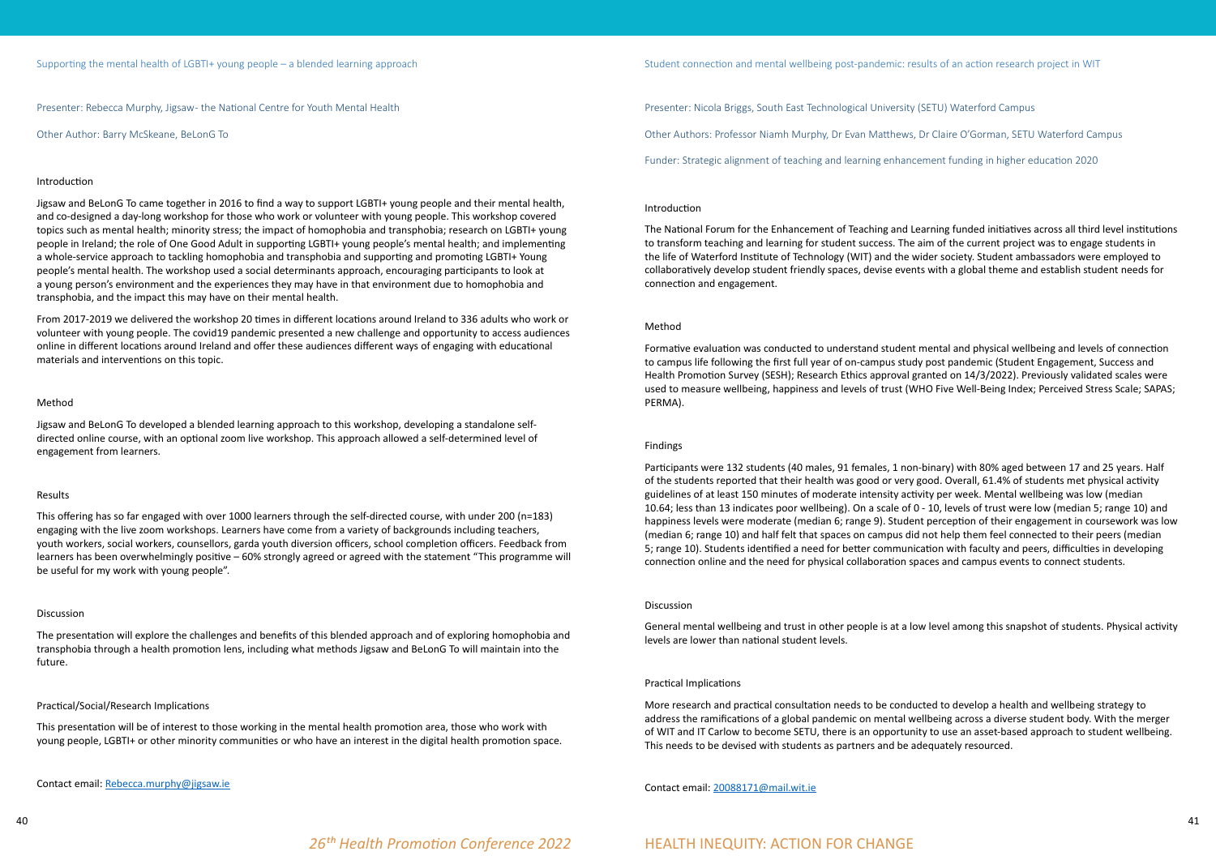## Supporting the mental health of LGBTI+ young people – a blended learning approach

Presenter: Rebecca Murphy, Jigsaw- the National Centre for Youth Mental Health

Other Author: Barry McSkeane, BeLonG To

### Introduction

Jigsaw and BeLonG To came together in 2016 to find a way to support LGBTI+ young people and their mental health, and co-designed a day-long workshop for those who work or volunteer with young people. This workshop covered topics such as mental health; minority stress; the impact of homophobia and transphobia; research on LGBTI+ young people in Ireland; the role of One Good Adult in supporting LGBTI+ young people's mental health; and implementing a whole-service approach to tackling homophobia and transphobia and supporting and promoting LGBTI+ Young people's mental health. The workshop used a social determinants approach, encouraging participants to look at a young person's environment and the experiences they may have in that environment due to homophobia and transphobia, and the impact this may have on their mental health.

From 2017-2019 we delivered the workshop 20 times in different locations around Ireland to 336 adults who work or volunteer with young people. The covid19 pandemic presented a new challenge and opportunity to access audiences online in different locations around Ireland and offer these audiences different ways of engaging with educational materials and interventions on this topic.

### Method

Jigsaw and BeLonG To developed a blended learning approach to this workshop, developing a standalone self-directed online course, with an optional zoom live workshop. This approach allowed a self-determined level of engagement from learners.

### Results

This offering has so far engaged with over 1000 learners through the self-directed course, with under 200 (n=183) engaging with the live zoom workshops. Learners have come from a variety of backgrounds including teachers, youth workers, social workers, counsellors, garda youth diversion officers, school completion officers. Feedback from learners has been overwhelmingly positive – 60% strongly agreed or agreed with the statement "This programme will be useful for my work with young people".

### Discussion

The presentation will explore the challenges and benefits of this blended approach and of exploring homophobia and transphobia through a health promotion lens, including what methods Jigsaw and BeLonG To will maintain into the future.

### Practical/Social/Research Implications

This presentation will be of interest to those working in the mental health promotion area, those who work with young people, LGBTI+ or other minority communities or who have an interest in the digital health promotion space.

Contact email: Rebecca.murphy@jigsaw.ie

## Student connection and mental wellbeing post-pandemic: results of an action research project in WIT

Presenter: Nicola Briggs, South East Technological University (SETU) Waterford Campus

Other Authors: Professor Niamh Murphy, Dr Evan Matthews, Dr Claire O'Gorman, SETU Waterford Campus

Funder: Strategic alignment of teaching and learning enhancement funding in higher education 2020

### Introduction

The National Forum for the Enhancement of Teaching and Learning funded initiatives across all third level institutions to transform teaching and learning for student success. The aim of the current project was to engage students in the life of Waterford Institute of Technology (WIT) and the wider society. Student ambassadors were employed to collaboratively develop student friendly spaces, devise events with a global theme and establish student needs for connection and engagement.

### Method

Formative evaluation was conducted to understand student mental and physical wellbeing and levels of connection to campus life following the first full year of on-campus study post pandemic (Student Engagement, Success and Health Promotion Survey (SESH); Research Ethics approval granted on 14/3/2022). Previously validated scales were used to measure wellbeing, happiness and levels of trust (WHO Five Well-Being Index; Perceived Stress Scale; SAPAS; PERMA).

### Findings

Participants were 132 students (40 males, 91 females, 1 non-binary) with 80% aged between 17 and 25 years. Half of the students reported that their health was good or very good. Overall, 61.4% of students met physical activity guidelines of at least 150 minutes of moderate intensity activity per week. Mental wellbeing was low (median 10.64; less than 13 indicates poor wellbeing). On a scale of 0 - 10, levels of trust were low (median 5; range 10) and happiness levels were moderate (median 6; range 9). Student perception of their engagement in coursework was low (median 6; range 10) and half felt that spaces on campus did not help them feel connected to their peers (median 5; range 10). Students identified a need for better communication with faculty and peers, difficulties in developing connection online and the need for physical collaboration spaces and campus events to connect students.

### Discussion

General mental wellbeing and trust in other people is at a low level among this snapshot of students. Physical activity levels are lower than national student levels.

### Practical Implications

More research and practical consultation needs to be conducted to develop a health and wellbeing strategy to address the ramifications of a global pandemic on mental wellbeing across a diverse student body. With the merger of WIT and IT Carlow to become SETU, there is an opportunity to use an asset-based approach to student wellbeing. This needs to be devised with students as partners and be adequately resourced.

Contact email: 20088171@mail.wit.ie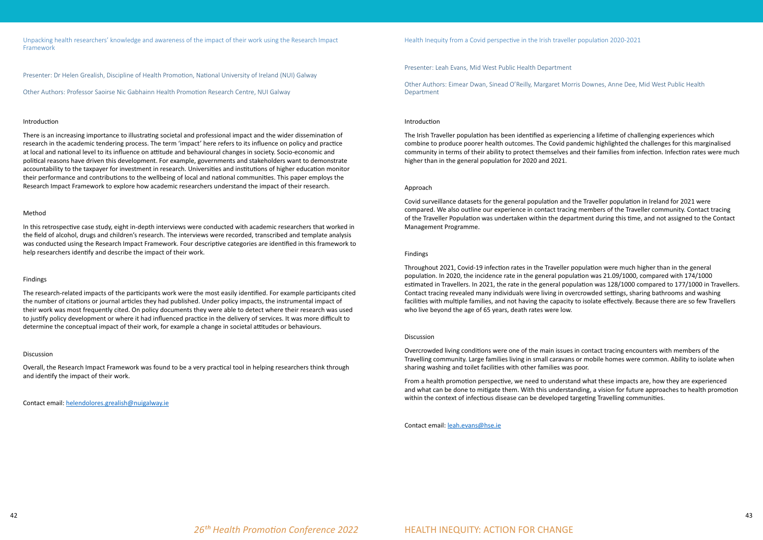## Unpacking health researchers' knowledge and awareness of the impact of their work using the Research Impact Framework

Presenter: Dr Helen Grealish, Discipline of Health Promotion, National University of Ireland (NUI) Galway

Other Authors: Professor Saoirse Nic Gabhainn Health Promotion Research Centre, NUI Galway

### Introduction

There is an increasing importance to illustrating societal and professional impact and the wider dissemination of research in the academic tendering process. The term 'impact' here refers to its influence on policy and practice at local and national level to its influence on attitude and behavioural changes in society. Socio-economic and political reasons have driven this development. For example, governments and stakeholders want to demonstrate accountability to the taxpayer for investment in research. Universities and institutions of higher education monitor their performance and contributions to the wellbeing of local and national communities. This paper employs the Research Impact Framework to explore how academic researchers understand the impact of their research.

### Method

In this retrospective case study, eight in-depth interviews were conducted with academic researchers that worked in the field of alcohol, drugs and children's research. The interviews were recorded, transcribed and template analysis was conducted using the Research Impact Framework. Four descriptive categories are identified in this framework to help researchers identify and describe the impact of their work.

### Findings

The research-related impacts of the participants work were the most easily identified. For example participants cited the number of citations or journal articles they had published. Under policy impacts, the instrumental impact of their work was most frequently cited. On policy documents they were able to detect where their research was used to justify policy development or where it had influenced practice in the delivery of services. It was more difficult to determine the conceptual impact of their work, for example a change in societal attitudes or behaviours.

### Discussion

Overall, the Research Impact Framework was found to be a very practical tool in helping researchers think through and identify the impact of their work.

Contact email: helendolores.grealish@nuigalway.ie

## Health Inequity from a Covid perspective in the Irish traveller population 2020-2021

Presenter: Leah Evans, Mid West Public Health Department

Other Authors: Eimear Dwan, Sinead O'Reilly, Margaret Morris Downes, Anne Dee, Mid West Public Health Department

### Introduction

The Irish Traveller population has been identified as experiencing a lifetime of challenging experiences which combine to produce poorer health outcomes. The Covid pandemic highlighted the challenges for this marginalised community in terms of their ability to protect themselves and their families from infection. Infection rates were much higher than in the general population for 2020 and 2021.

### Approach

Covid surveillance datasets for the general population and the Traveller population in Ireland for 2021 were compared. We also outline our experience in contact tracing members of the Traveller community. Contact tracing of the Traveller Population was undertaken within the department during this time, and not assigned to the Contact Management Programme.

### Findings

Throughout 2021, Covid-19 infection rates in the Traveller population were much higher than in the general population. In 2020, the incidence rate in the general population was 21.09/1000, compared with 174/1000 estimated in Travellers. In 2021, the rate in the general population was 128/1000 compared to 177/1000 in Travellers. Contact tracing revealed many individuals were living in overcrowded settings, sharing bathrooms and washing facilities with multiple families, and not having the capacity to isolate effectively. Because there are so few Travellers who live beyond the age of 65 years, death rates were low.

### Discussion

Overcrowded living conditions were one of the main issues in contact tracing encounters with members of the Travelling community. Large families living in small caravans or mobile homes were common. Ability to isolate when sharing washing and toilet facilities with other families was poor.

From a health promotion perspective, we need to understand what these impacts are, how they are experienced and what can be done to mitigate them. With this understanding, a vision for future approaches to health promotion within the context of infectious disease can be developed targeting Travelling communities.

Contact email: leah.evans@hse.ie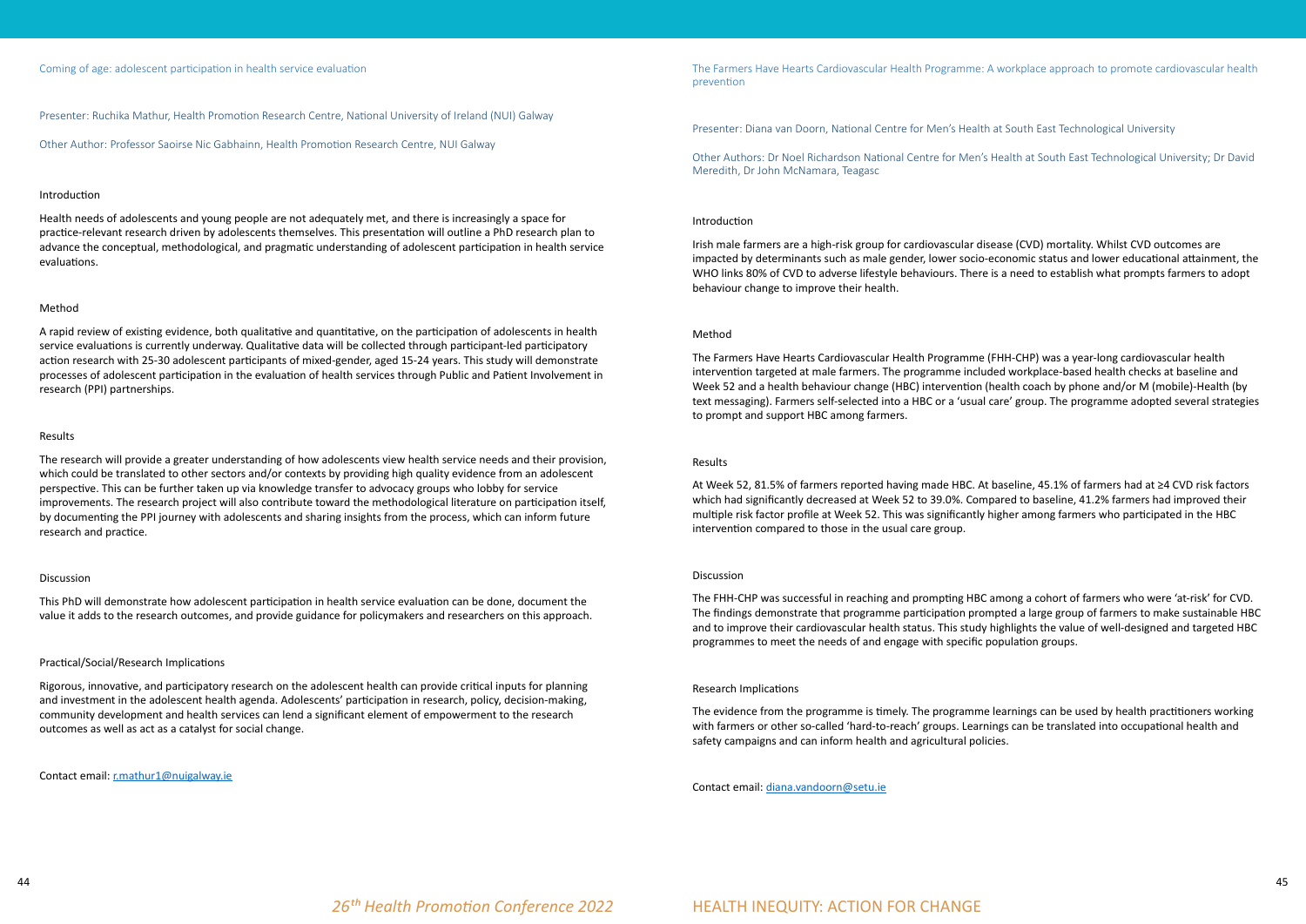## Coming of age: adolescent participation in health service evaluation

Presenter: Ruchika Mathur, Health Promotion Research Centre, National University of Ireland (NUI) Galway

Other Author: Professor Saoirse Nic Gabhainn, Health Promotion Research Centre, NUI Galway

### Introduction

Health needs of adolescents and young people are not adequately met, and there is increasingly a space for practice-relevant research driven by adolescents themselves. This presentation will outline a PhD research plan to advance the conceptual, methodological, and pragmatic understanding of adolescent participation in health service evaluations.

### Method

A rapid review of existing evidence, both qualitative and quantitative, on the participation of adolescents in health service evaluations is currently underway. Qualitative data will be collected through participant-led participatory action research with 25-30 adolescent participants of mixed-gender, aged 15-24 years. This study will demonstrate processes of adolescent participation in the evaluation of health services through Public and Patient Involvement in research (PPI) partnerships.

### Results

The research will provide a greater understanding of how adolescents view health service needs and their provision, which could be translated to other sectors and/or contexts by providing high quality evidence from an adolescent perspective. This can be further taken up via knowledge transfer to advocacy groups who lobby for service improvements. The research project will also contribute toward the methodological literature on participation itself, by documenting the PPI journey with adolescents and sharing insights from the process, which can inform future research and practice.

### Discussion

This PhD will demonstrate how adolescent participation in health service evaluation can be done, document the value it adds to the research outcomes, and provide guidance for policymakers and researchers on this approach.

### Practical/Social/Research Implications

Rigorous, innovative, and participatory research on the adolescent health can provide critical inputs for planning and investment in the adolescent health agenda. Adolescents' participation in research, policy, decision-making, community development and health services can lend a significant element of empowerment to the research outcomes as well as act as a catalyst for social change.

Contact email: r.mathur1@nuigalway.ie

## The Farmers Have Hearts Cardiovascular Health Programme: A workplace approach to promote cardiovascular health prevention

Presenter: Diana van Doorn, National Centre for Men's Health at South East Technological University

Other Authors: Dr Noel Richardson National Centre for Men's Health at South East Technological University; Dr David Meredith, Dr John McNamara, Teagasc

### Introduction

Irish male farmers are a high-risk group for cardiovascular disease (CVD) mortality. Whilst CVD outcomes are impacted by determinants such as male gender, lower socio-economic status and lower educational attainment, the WHO links 80% of CVD to adverse lifestyle behaviours. There is a need to establish what prompts farmers to adopt behaviour change to improve their health.

### Method

The Farmers Have Hearts Cardiovascular Health Programme (FHH-CHP) was a year-long cardiovascular health intervention targeted at male farmers. The programme included workplace-based health checks at baseline and Week 52 and a health behaviour change (HBC) intervention (health coach by phone and/or M (mobile)-Health (by text messaging). Farmers self-selected into a HBC or a 'usual care' group. The programme adopted several strategies to prompt and support HBC among farmers.

### Results

At Week 52, 81.5% of farmers reported having made HBC. At baseline, 45.1% of farmers had at ≥4 CVD risk factors which had significantly decreased at Week 52 to 39.0%. Compared to baseline, 41.2% farmers had improved their multiple risk factor profile at Week 52. This was significantly higher among farmers who participated in the HBC intervention compared to those in the usual care group.

### Discussion

The FHH-CHP was successful in reaching and prompting HBC among a cohort of farmers who were 'at-risk' for CVD. The findings demonstrate that programme participation prompted a large group of farmers to make sustainable HBC and to improve their cardiovascular health status. This study highlights the value of well-designed and targeted HBC programmes to meet the needs of and engage with specific population groups.

### Research Implications

The evidence from the programme is timely. The programme learnings can be used by health practitioners working with farmers or other so-called 'hard-to-reach' groups. Learnings can be translated into occupational health and safety campaigns and can inform health and agricultural policies.

Contact email: diana.vandoorn@setu.ie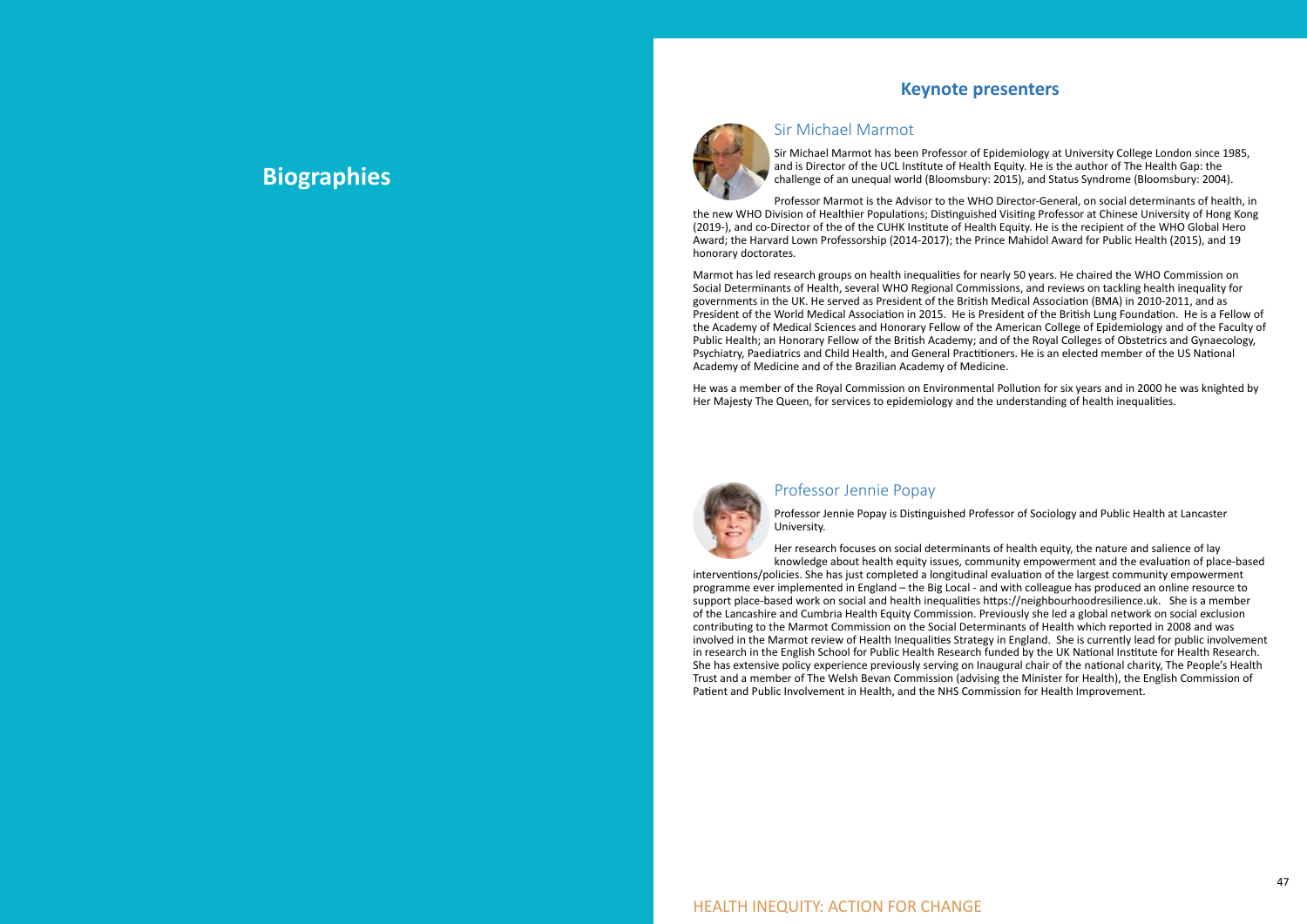# Biographies

## Keynote presenters

### Sir Michael Marmot

Sir Michael Marmot has been Professor of Epidemiology at University College London since 1985, and is Director of the UCL Institute of Health Equity. He is the author of The Health Gap: the challenge of an unequal world (Bloomsbury: 2015), and Status Syndrome (Bloomsbury: 2004).

Professor Marmot is the Advisor to the WHO Director-General, on social determinants of health, in the new WHO Division of Healthier Populations; Distinguished Visiting Professor at Chinese University of Hong Kong (2019-), and co-Director of the of the CUHK Institute of Health Equity. He is the recipient of the WHO Global Hero Award; the Harvard Lown Professorship (2014-2017); the Prince Mahidol Award for Public Health (2015), and 19 honorary doctorates.

Marmot has led research groups on health inequalities for nearly 50 years. He chaired the WHO Commission on Social Determinants of Health, several WHO Regional Commissions, and reviews on tackling health inequality for governments in the UK. He served as President of the British Medical Association (BMA) in 2010-2011, and as President of the World Medical Association in 2015. He is President of the British Lung Foundation. He is a Fellow of the Academy of Medical Sciences and Honorary Fellow of the American College of Epidemiology and of the Faculty of Public Health; an Honorary Fellow of the British Academy; and of the Royal Colleges of Obstetrics and Gynaecology, Psychiatry, Paediatrics and Child Health, and General Practitioners. He is an elected member of the US National Academy of Medicine and of the Brazilian Academy of Medicine.

He was a member of the Royal Commission on Environmental Pollution for six years and in 2000 he was knighted by Her Majesty The Queen, for services to epidemiology and the understanding of health inequalities.

### Professor Jennie Popay

Professor Jennie Popay is Distinguished Professor of Sociology and Public Health at Lancaster University.

Her research focuses on social determinants of health equity, the nature and salience of lay knowledge about health equity issues, community empowerment and the evaluation of place-based interventions/policies. She has just completed a longitudinal evaluation of the largest community empowerment programme ever implemented in England – the Big Local - and with colleague has produced an online resource to support place-based work on social and health inequalities https://neighbourhoodresilience.uk. She is a member of the Lancashire and Cumbria Health Equity Commission. Previously she led a global network on social exclusion contributing to the Marmot Commission on the Social Determinants of Health which reported in 2008 and was involved in the Marmot review of Health Inequalities Strategy in England. She is currently lead for public involvement in research in the English School for Public Health Research funded by the UK National Institute for Health Research. She has extensive policy experience previously serving on Inaugural chair of the national charity, The People's Health Trust and a member of The Welsh Bevan Commission (advising the Minister for Health), the English Commission of Patient and Public Involvement in Health, and the NHS Commission for Health Improvement.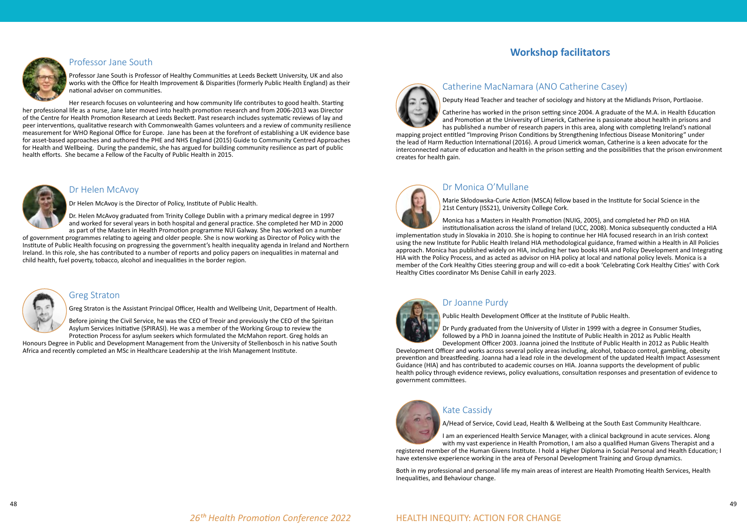## Professor Jane South

Professor Jane South is Professor of Healthy Communities at Leeds Beckett University, UK and also works with the Office for Health Improvement & Disparities (formerly Public Health England) as their national adviser on communities.

Her research focuses on volunteering and how community life contributes to good health. Starting her professional life as a nurse, Jane later moved into health promotion research and from 2006-2013 was Director of the Centre for Health Promotion Research at Leeds Beckett. Past research includes systematic reviews of lay and peer interventions, qualitative research with Commonwealth Games volunteers and a review of community resilience measurement for WHO Regional Office for Europe. Jane has been at the forefront of establishing a UK evidence base for asset-based approaches and authored the PHE and NHS England (2015) Guide to Community Centred Approaches for Health and Wellbeing. During the pandemic, she has argued for building community resilience as part of public health efforts. She became a Fellow of the Faculty of Public Health in 2015.

## Dr Helen McAvoy

Dr Helen McAvoy is the Director of Policy, Institute of Public Health.

Dr. Helen McAvoy graduated from Trinity College Dublin with a primary medical degree in 1997 and worked for several years in both hospital and general practice. She completed her MD in 2000 as part of the Masters in Health Promotion programme NUI Galway. She has worked on a number of government programmes relating to ageing and older people. She is now working as Director of Policy with the Institute of Public Health focusing on progressing the government's health inequality agenda in Ireland and Northern Ireland. In this role, she has contributed to a number of reports and policy papers on inequalities in maternal and child health, fuel poverty, tobacco, alcohol and inequalities in the border region.

## Greg Straton

Greg Straton is the Assistant Principal Officer, Health and Wellbeing Unit, Department of Health.

Before joining the Civil Service, he was the CEO of Treoir and previously the CEO of the Spiritan Asylum Services Initiative (SPIRASI). He was a member of the Working Group to review the Protection Process for asylum seekers which formulated the McMahon report. Greg holds an Honours Degree in Public and Development Management from the University of Stellenbosch in his native South Africa and recently completed an MSc in Healthcare Leadership at the Irish Management Institute.

# Workshop facilitators

## Catherine MacNamara (ANO Catherine Casey)

Deputy Head Teacher and teacher of sociology and history at the Midlands Prison, Portlaoise.

Catherine has worked in the prison setting since 2004. A graduate of the M.A. in Health Education and Promotion at the University of Limerick, Catherine is passionate about health in prisons and has published a number of research papers in this area, along with completing Ireland's national mapping project entitled "Improving Prison Conditions by Strengthening Infectious Disease Monitoring" under the lead of Harm Reduction International (2016). A proud Limerick woman, Catherine is a keen advocate for the interconnected nature of education and health in the prison setting and the possibilities that the prison environment creates for health gain.

## Dr Monica O'Mullane

Marie Skłodowska-Curie Action (MSCA) fellow based in the Institute for Social Science in the 21st Century (ISS21), University College Cork.

Monica has a Masters in Health Promotion (NUIG, 2005), and completed her PhD on HIA institutionalisation across the island of Ireland (UCC, 2008). Monica subsequently conducted a HIA implementation study in Slovakia in 2010. She is hoping to continue her HIA focused research in an Irish context using the new Institute for Public Health Ireland HIA methodological guidance, framed within a Health in All Policies approach. Monica has published widely on HIA, including her two books HIA and Policy Development and Integrating HIA with the Policy Process, and as acted as advisor on HIA policy at local and national policy levels. Monica is a member of the Cork Healthy Cities steering group and will co-edit a book 'Celebrating Cork Healthy Cities' with Cork Healthy Cities coordinator Ms Denise Cahill in early 2023.

## Dr Joanne Purdy

Public Health Development Officer at the Institute of Public Health.

Dr Purdy graduated from the University of Ulster in 1999 with a degree in Consumer Studies, followed by a PhD in Joanna joined the Institute of Public Health in 2012 as Public Health Development Officer 2003. Joanna joined the Institute of Public Health in 2012 as Public Health Development Officer and works across several policy areas including, alcohol, tobacco control, gambling, obesity prevention and breastfeeding. Joanna had a lead role in the development of the updated Health Impact Assessment Guidance (HIA) and has contributed to academic courses on HIA. Joanna supports the development of public health policy through evidence reviews, policy evaluations, consultation responses and presentation of evidence to government committees.

## Kate Cassidy

A/Head of Service, Covid Lead, Health & Wellbeing at the South East Community Healthcare.

I am an experienced Health Service Manager, with a clinical background in acute services. Along with my vast experience in Health Promotion, I am also a qualified Human Givens Therapist and a registered member of the Human Givens Institute. I hold a Higher Diploma in Social Personal and Health Education; I have extensive experience working in the area of Personal Development Training and Group dynamics.

Both in my professional and personal life my main areas of interest are Health Promoting Health Services, Health Inequalities, and Behaviour change.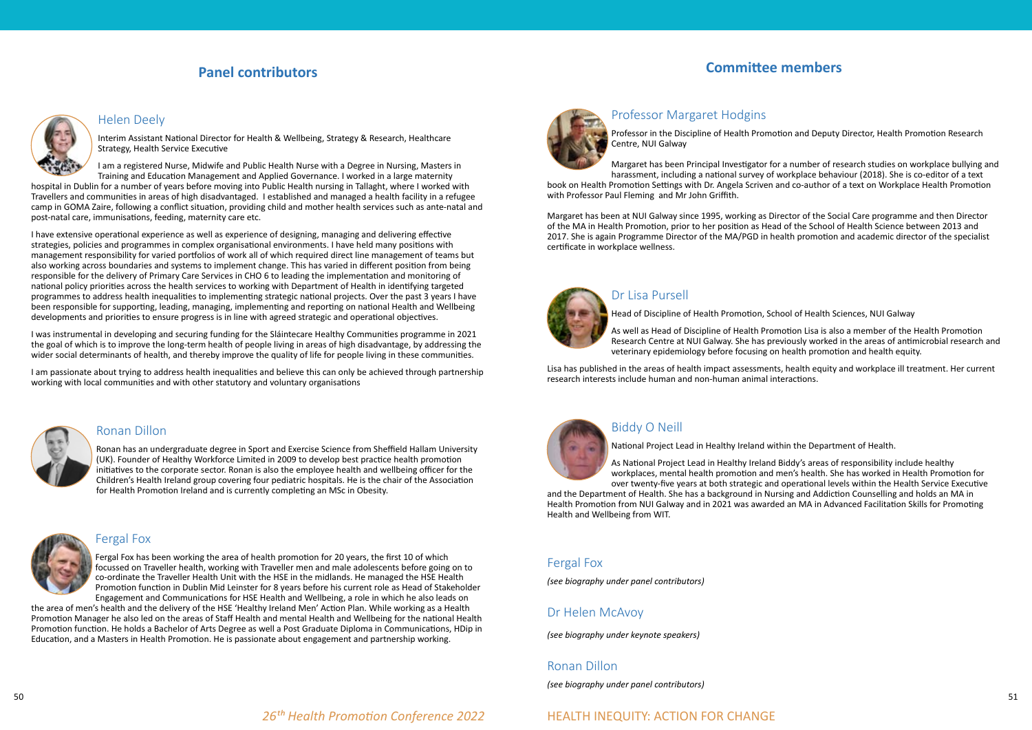## Panel contributors

### Helen Deely

Interim Assistant National Director for Health & Wellbeing, Strategy & Research, Healthcare Strategy, Health Service Executive

I am a registered Nurse, Midwife and Public Health Nurse with a Degree in Nursing, Masters in Training and Education Management and Applied Governance. I worked in a large maternity hospital in Dublin for a number of years before moving into Public Health nursing in Tallaght, where I worked with Travellers and communities in areas of high disadvantaged. I established and managed a health facility in a refugee camp in GOMA Zaire, following a conflict situation, providing child and mother health services such as ante-natal and post-natal care, immunisations, feeding, maternity care etc.

I have extensive operational experience as well as experience of designing, managing and delivering effective strategies, policies and programmes in complex organisational environments. I have held many positions with management responsibility for varied portfolios of work all of which required direct line management of teams but also working across boundaries and systems to implement change. This has varied in different position from being responsible for the delivery of Primary Care Services in CHO 6 to leading the implementation and monitoring of national policy priorities across the health services to working with Department of Health in identifying targeted programmes to address health inequalities to implementing strategic national projects. Over the past 3 years I have been responsible for supporting, leading, managing, implementing and reporting on national Health and Wellbeing developments and priorities to ensure progress is in line with agreed strategic and operational objectives.

I was instrumental in developing and securing funding for the Sláintecare Healthy Communities programme in 2021 the goal of which is to improve the long-term health of people living in areas of high disadvantage, by addressing the wider social determinants of health, and thereby improve the quality of life for people living in these communities.

I am passionate about trying to address health inequalities and believe this can only be achieved through partnership working with local communities and with other statutory and voluntary organisations

### Ronan Dillon

Ronan has an undergraduate degree in Sport and Exercise Science from Sheffield Hallam University (UK). Founder of Healthy Workforce Limited in 2009 to develop best practice health promotion initiatives to the corporate sector. Ronan is also the employee health and wellbeing officer for the Children's Health Ireland group covering four pediatric hospitals. He is the chair of the Association for Health Promotion Ireland and is currently completing an MSc in Obesity.

### Fergal Fox

Fergal Fox has been working the area of health promotion for 20 years, the first 10 of which focussed on Traveller health, working with Traveller men and male adolescents before going on to co-ordinate the Traveller Health Unit with the HSE in the midlands. He managed the HSE Health Promotion function in Dublin Mid Leinster for 8 years before his current role as Head of Stakeholder Engagement and Communications for HSE Health and Wellbeing, a role in which he also leads on the area of men's health and the delivery of the HSE 'Healthy Ireland Men' Action Plan. While working as a Health Promotion Manager he also led on the areas of Staff Health and mental Health and Wellbeing for the national Health Promotion function. He holds a Bachelor of Arts Degree as well a Post Graduate Diploma in Communications, HDip in Education, and a Masters in Health Promotion. He is passionate about engagement and partnership working.

## Committee members

### Professor Margaret Hodgins

Professor in the Discipline of Health Promotion and Deputy Director, Health Promotion Research Centre, NUI Galway

Margaret has been Principal Investigator for a number of research studies on workplace bullying and harassment, including a national survey of workplace behaviour (2018). She is co-editor of a text book on Health Promotion Settings with Dr. Angela Scriven and co-author of a text on Workplace Health Promotion with Professor Paul Fleming and Mr John Griffith.

Margaret has been at NUI Galway since 1995, working as Director of the Social Care programme and then Director of the MA in Health Promotion, prior to her position as Head of the School of Health Science between 2013 and 2017. She is again Programme Director of the MA/PGD in health promotion and academic director of the specialist certificate in workplace wellness.

### Dr Lisa Pursell

Head of Discipline of Health Promotion, School of Health Sciences, NUI Galway

As well as Head of Discipline of Health Promotion Lisa is also a member of the Health Promotion Research Centre at NUI Galway. She has previously worked in the areas of antimicrobial research and veterinary epidemiology before focusing on health promotion and health equity.

Lisa has published in the areas of health impact assessments, health equity and workplace ill treatment. Her current research interests include human and non-human animal interactions.

### Biddy O Neill

National Project Lead in Healthy Ireland within the Department of Health.

As National Project Lead in Healthy Ireland Biddy's areas of responsibility include healthy workplaces, mental health promotion and men's health. She has worked in Health Promotion for over twenty-five years at both strategic and operational levels within the Health Service Executive and the Department of Health. She has a background in Nursing and Addiction Counselling and holds an MA in Health Promotion from NUI Galway and in 2021 was awarded an MA in Advanced Facilitation Skills for Promoting Health and Wellbeing from WIT.

### Fergal Fox

*(see biography under panel contributors)*

### Dr Helen McAvoy

*(see biography under keynote speakers)*

### Ronan Dillon

*(see biography under panel contributors)*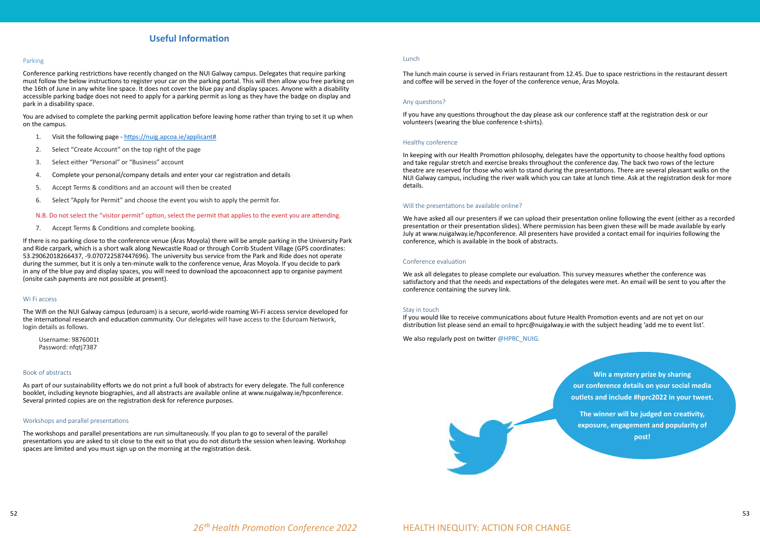## Useful Information

### Parking

Conference parking restrictions have recently changed on the NUI Galway campus. Delegates that require parking must follow the below instructions to register your car on the parking portal. This will then allow you free parking on the 16th of June in any white line space. It does not cover the blue pay and display spaces. Anyone with a disability accessible parking badge does not need to apply for a parking permit as long as they have the badge on display and park in a disability space.

You are advised to complete the parking permit application before leaving home rather than trying to set it up when on the campus.

1. Visit the following page - https://nuig.apcoa.ie/applicant#
2. Select "Create Account" on the top right of the page
3. Select either "Personal" or "Business" account
4. Complete your personal/company details and enter your car registration and details
5. Accept Terms & conditions and an account will then be created
6. Select "Apply for Permit" and choose the event you wish to apply the permit for.

N.B. Do not select the "visitor permit" option, select the permit that applies to the event you are attending.

7. Accept Terms & Conditions and complete booking.

If there is no parking close to the conference venue (Áras Moyola) there will be ample parking in the University Park and Ride carpark, which is a short walk along Newcastle Road or through Corrib Student Village (GPS coordinates: 53.29062018266437, -9.070722587447696). The university bus service from the Park and Ride does not operate during the summer, but it is only a ten-minute walk to the conference venue, Áras Moyola. If you decide to park in any of the blue pay and display spaces, you will need to download the apcoaconnect app to organise payment (onsite cash payments are not possible at present).

### Wi Fi access

The Wifi on the NUI Galway campus (eduroam) is a secure, world-wide roaming Wi-Fi access service developed for the international research and education community. Our delegates will have access to the Eduroam Network, login details as follows.

Username: 9876001t
Password: nfqtj7387

### Book of abstracts

As part of our sustainability efforts we do not print a full book of abstracts for every delegate. The full conference booklet, including keynote biographies, and all abstracts are available online at www.nuigalway.ie/hpconference. Several printed copies are on the registration desk for reference purposes.

### Workshops and parallel presentations

The workshops and parallel presentations are run simultaneously. If you plan to go to several of the parallel presentations you are asked to sit close to the exit so that you do not disturb the session when leaving. Workshop spaces are limited and you must sign up on the morning at the registration desk.

### Lunch

The lunch main course is served in Friars restaurant from 12.45. Due to space restrictions in the restaurant dessert and coffee will be served in the foyer of the conference venue, Áras Moyola.

### Any questions?

If you have any questions throughout the day please ask our conference staff at the registration desk or our volunteers (wearing the blue conference t-shirts).

### Healthy conference

In keeping with our Health Promotion philosophy, delegates have the opportunity to choose healthy food options and take regular stretch and exercise breaks throughout the conference day. The back two rows of the lecture theatre are reserved for those who wish to stand during the presentations. There are several pleasant walks on the NUI Galway campus, including the river walk which you can take at lunch time. Ask at the registration desk for more details.

### Will the presentations be available online?

We have asked all our presenters if we can upload their presentation online following the event (either as a recorded presentation or their presentation slides). Where permission has been given these will be made available by early July at www.nuigalway.ie/hpconference. All presenters have provided a contact email for inquiries following the conference, which is available in the book of abstracts.

### Conference evaluation

We ask all delegates to please complete our evaluation. This survey measures whether the conference was satisfactory and that the needs and expectations of the delegates were met. An email will be sent to you after the conference containing the survey link.

### Stay in touch

If you would like to receive communications about future Health Promotion events and are not yet on our distribution list please send an email to hprc@nuigalway.ie with the subject heading 'add me to event list'.

We also regularly post on twitter @HPRC_NUIG.

**Win a mystery prize by sharing our conference details on your social media outlets and include #hprc2022 in your tweet.**

**The winner will be judged on creativity, exposure, engagement and popularity of post!**